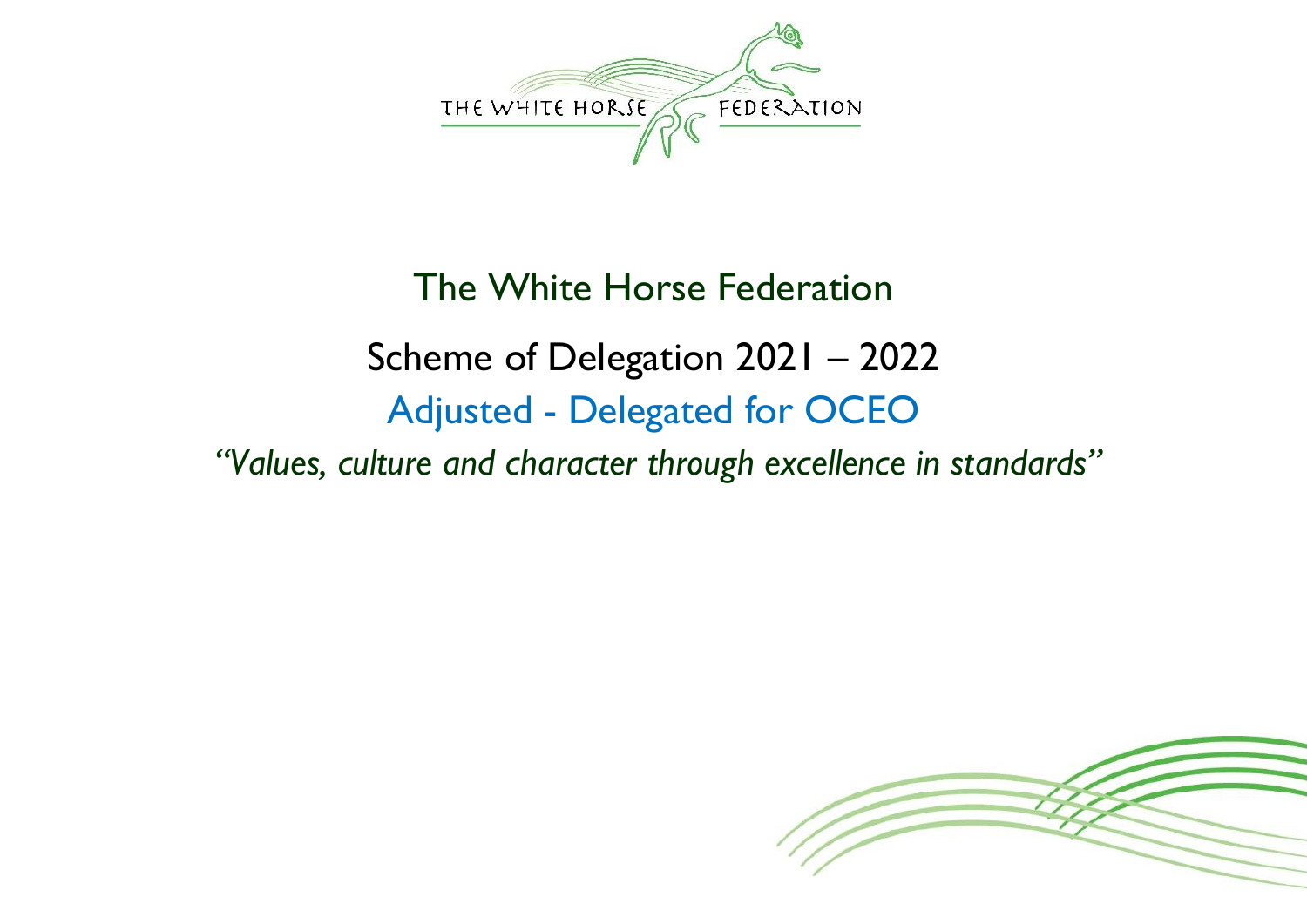# The White Horse Federation

## Scheme of Delegation 2021 – 2022

## Adjusted - Delegated for OCEO

*"Values, culture and character through excellence in standards"*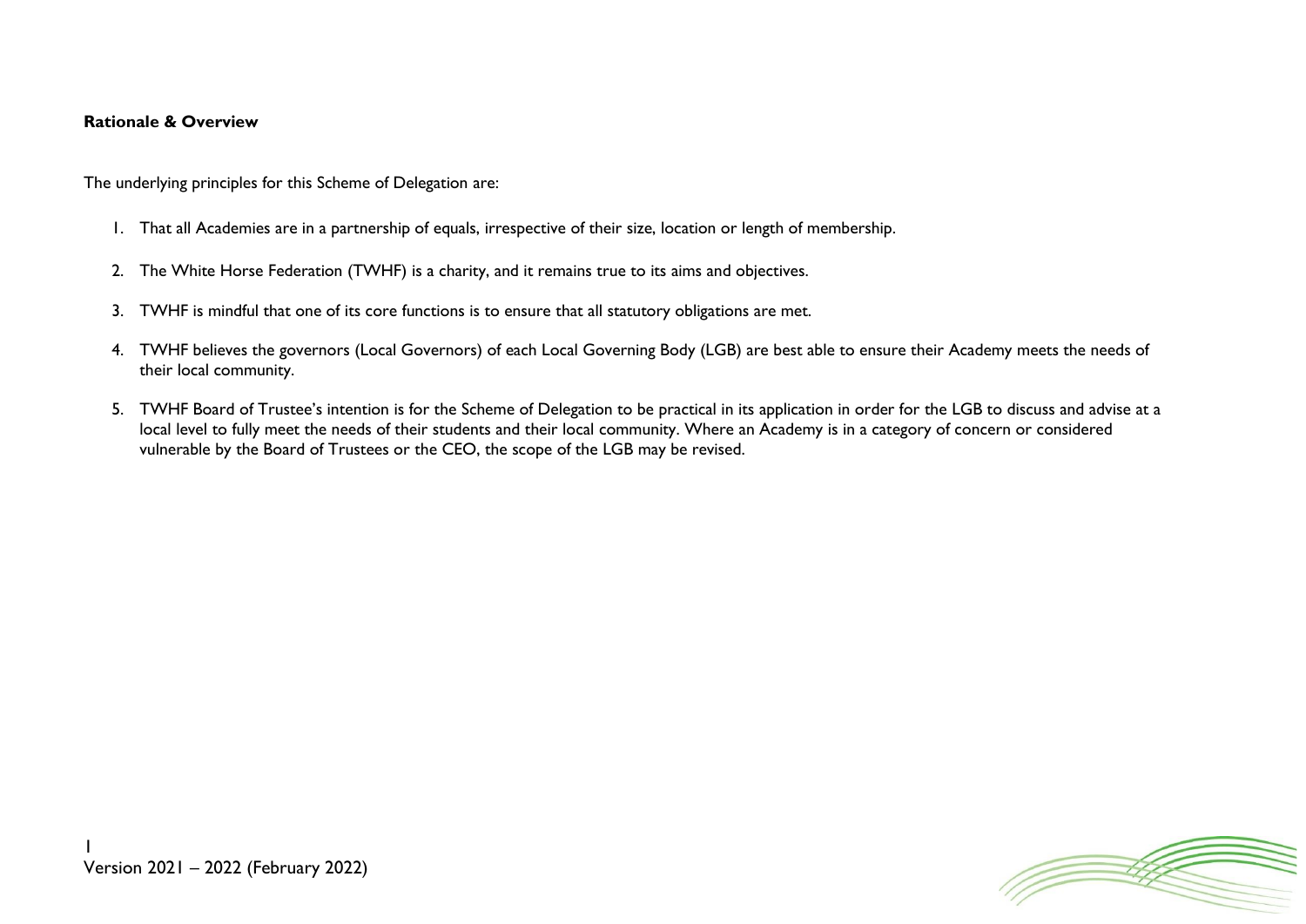**Rationale & Overview**

The underlying principles for this Scheme of Delegation are:

1. That all Academies are in a partnership of equals, irrespective of their size, location or length of membership.

2. The White Horse Federation (TWHF) is a charity, and it remains true to its aims and objectives.

3. TWHF is mindful that one of its core functions is to ensure that all statutory obligations are met.

4. TWHF believes the governors (Local Governors) of each Local Governing Body (LGB) are best able to ensure their Academy meets the needs of their local community.

5. TWHF Board of Trustee's intention is for the Scheme of Delegation to be practical in its application in order for the LGB to discuss and advise at a local level to fully meet the needs of their students and their local community. Where an Academy is in a category of concern or considered vulnerable by the Board of Trustees or the CEO, the scope of the LGB may be revised.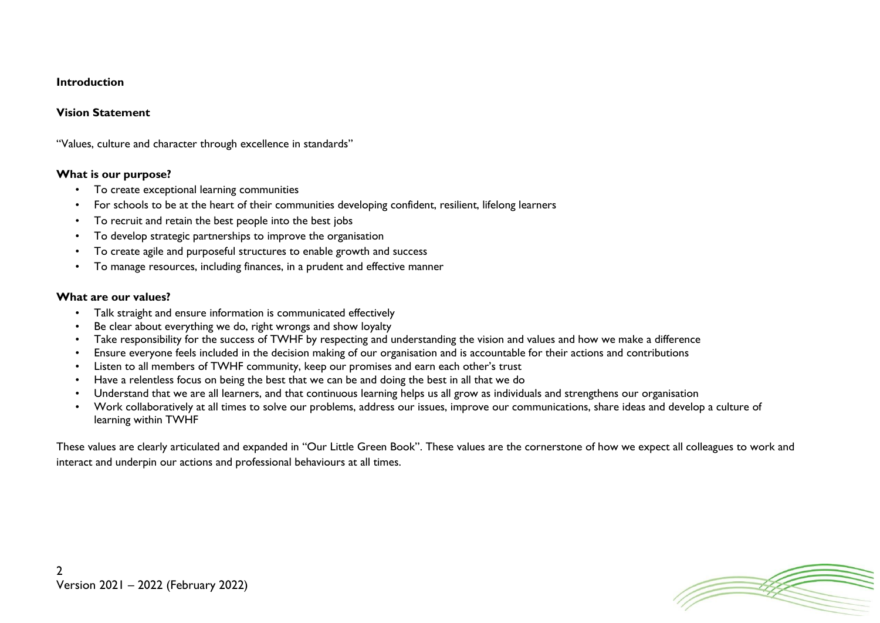## Introduction

### Vision Statement

"Values, culture and character through excellence in standards"

### What is our purpose?

- To create exceptional learning communities
- For schools to be at the heart of their communities developing confident, resilient, lifelong learners
- To recruit and retain the best people into the best jobs
- To develop strategic partnerships to improve the organisation
- To create agile and purposeful structures to enable growth and success
- To manage resources, including finances, in a prudent and effective manner

### What are our values?

- Talk straight and ensure information is communicated effectively
- Be clear about everything we do, right wrongs and show loyalty
- Take responsibility for the success of TWHF by respecting and understanding the vision and values and how we make a difference
- Ensure everyone feels included in the decision making of our organisation and is accountable for their actions and contributions
- Listen to all members of TWHF community, keep our promises and earn each other's trust
- Have a relentless focus on being the best that we can be and doing the best in all that we do
- Understand that we are all learners, and that continuous learning helps us all grow as individuals and strengthens our organisation
- Work collaboratively at all times to solve our problems, address our issues, improve our communications, share ideas and develop a culture of learning within TWHF

These values are clearly articulated and expanded in "Our Little Green Book". These values are the cornerstone of how we expect all colleagues to work and interact and underpin our actions and professional behaviours at all times.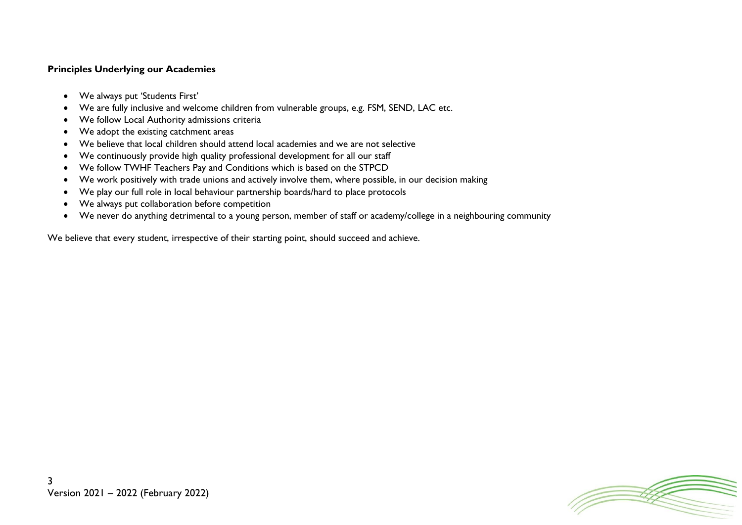**Principles Underlying our Academies**

- We always put 'Students First'
- We are fully inclusive and welcome children from vulnerable groups, e.g. FSM, SEND, LAC etc.
- We follow Local Authority admissions criteria
- We adopt the existing catchment areas
- We believe that local children should attend local academies and we are not selective
- We continuously provide high quality professional development for all our staff
- We follow TWHF Teachers Pay and Conditions which is based on the STPCD
- We work positively with trade unions and actively involve them, where possible, in our decision making
- We play our full role in local behaviour partnership boards/hard to place protocols
- We always put collaboration before competition
- We never do anything detrimental to a young person, member of staff or academy/college in a neighbouring community

We believe that every student, irrespective of their starting point, should succeed and achieve.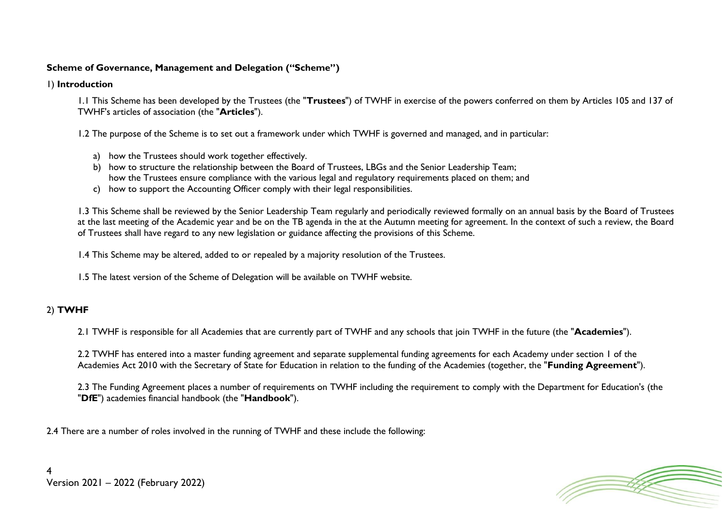**Scheme of Governance, Management and Delegation ("Scheme")**

1) **Introduction**

1.1 This Scheme has been developed by the Trustees (the "**Trustees**") of TWHF in exercise of the powers conferred on them by Articles 105 and 137 of TWHF's articles of association (the "**Articles**").

1.2 The purpose of the Scheme is to set out a framework under which TWHF is governed and managed, and in particular:

a) how the Trustees should work together effectively.
b) how to structure the relationship between the Board of Trustees, LBGs and the Senior Leadership Team;
   how the Trustees ensure compliance with the various legal and regulatory requirements placed on them; and
c) how to support the Accounting Officer comply with their legal responsibilities.

1.3 This Scheme shall be reviewed by the Senior Leadership Team regularly and periodically reviewed formally on an annual basis by the Board of Trustees at the last meeting of the Academic year and be on the TB agenda in the at the Autumn meeting for agreement. In the context of such a review, the Board of Trustees shall have regard to any new legislation or guidance affecting the provisions of this Scheme.

1.4 This Scheme may be altered, added to or repealed by a majority resolution of the Trustees.

1.5 The latest version of the Scheme of Delegation will be available on TWHF website.

2) **TWHF**

2.1 TWHF is responsible for all Academies that are currently part of TWHF and any schools that join TWHF in the future (the "**Academies**").

2.2 TWHF has entered into a master funding agreement and separate supplemental funding agreements for each Academy under section 1 of the Academies Act 2010 with the Secretary of State for Education in relation to the funding of the Academies (together, the "**Funding Agreement**").

2.3 The Funding Agreement places a number of requirements on TWHF including the requirement to comply with the Department for Education's (the "**DfE**") academies financial handbook (the "**Handbook**").

2.4 There are a number of roles involved in the running of TWHF and these include the following:

Version 2021 – 2022 (February 2022)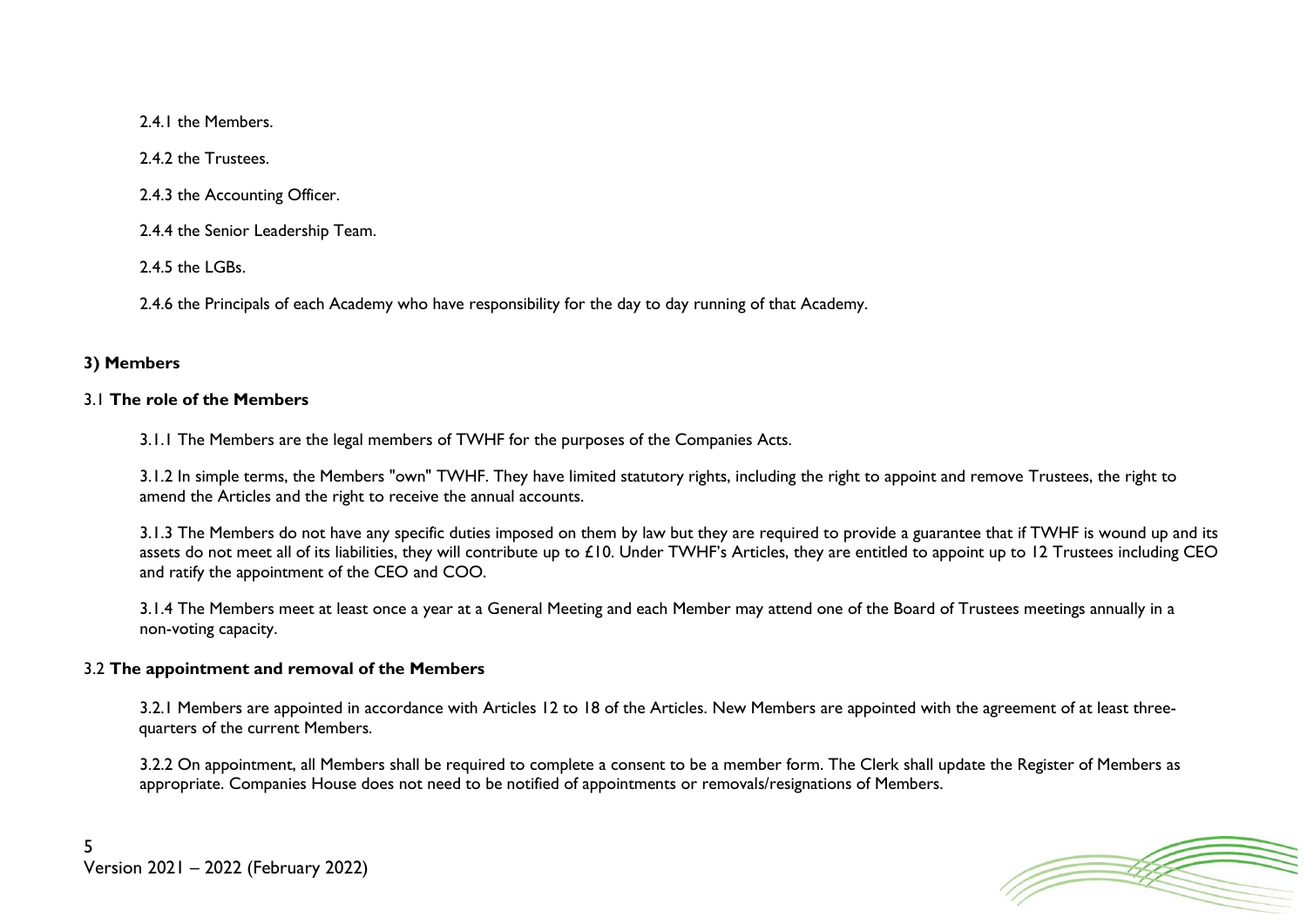2.4.1 the Members.

2.4.2 the Trustees.

2.4.3 the Accounting Officer.

2.4.4 the Senior Leadership Team.

2.4.5 the LGBs.

2.4.6 the Principals of each Academy who have responsibility for the day to day running of that Academy.

## 3) Members

### 3.1 **The role of the Members**

3.1.1 The Members are the legal members of TWHF for the purposes of the Companies Acts.

3.1.2 In simple terms, the Members "own" TWHF. They have limited statutory rights, including the right to appoint and remove Trustees, the right to amend the Articles and the right to receive the annual accounts.

3.1.3 The Members do not have any specific duties imposed on them by law but they are required to provide a guarantee that if TWHF is wound up and its assets do not meet all of its liabilities, they will contribute up to £10. Under TWHF's Articles, they are entitled to appoint up to 12 Trustees including CEO and ratify the appointment of the CEO and COO.

3.1.4 The Members meet at least once a year at a General Meeting and each Member may attend one of the Board of Trustees meetings annually in a non-voting capacity.

### 3.2 **The appointment and removal of the Members**

3.2.1 Members are appointed in accordance with Articles 12 to 18 of the Articles. New Members are appointed with the agreement of at least three-quarters of the current Members.

3.2.2 On appointment, all Members shall be required to complete a consent to be a member form. The Clerk shall update the Register of Members as appropriate. Companies House does not need to be notified of appointments or removals/resignations of Members.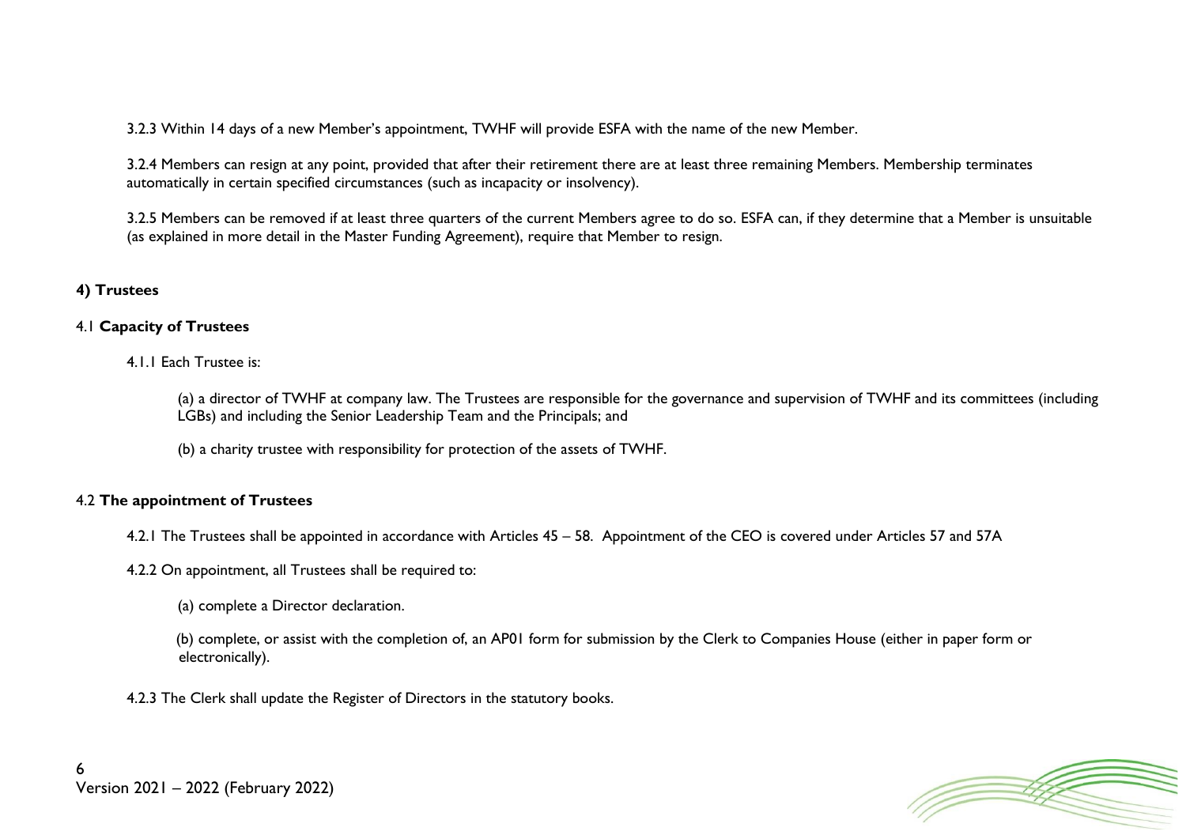3.2.3 Within 14 days of a new Member's appointment, TWHF will provide ESFA with the name of the new Member.

3.2.4 Members can resign at any point, provided that after their retirement there are at least three remaining Members. Membership terminates automatically in certain specified circumstances (such as incapacity or insolvency).

3.2.5 Members can be removed if at least three quarters of the current Members agree to do so. ESFA can, if they determine that a Member is unsuitable (as explained in more detail in the Master Funding Agreement), require that Member to resign.

## 4) Trustees

### 4.1 **Capacity of Trustees**

4.1.1 Each Trustee is:

(a) a director of TWHF at company law. The Trustees are responsible for the governance and supervision of TWHF and its committees (including LGBs) and including the Senior Leadership Team and the Principals; and

(b) a charity trustee with responsibility for protection of the assets of TWHF.

### 4.2 **The appointment of Trustees**

4.2.1 The Trustees shall be appointed in accordance with Articles 45 – 58. Appointment of the CEO is covered under Articles 57 and 57A

4.2.2 On appointment, all Trustees shall be required to:

(a) complete a Director declaration.

(b) complete, or assist with the completion of, an AP01 form for submission by the Clerk to Companies House (either in paper form or electronically).

4.2.3 The Clerk shall update the Register of Directors in the statutory books.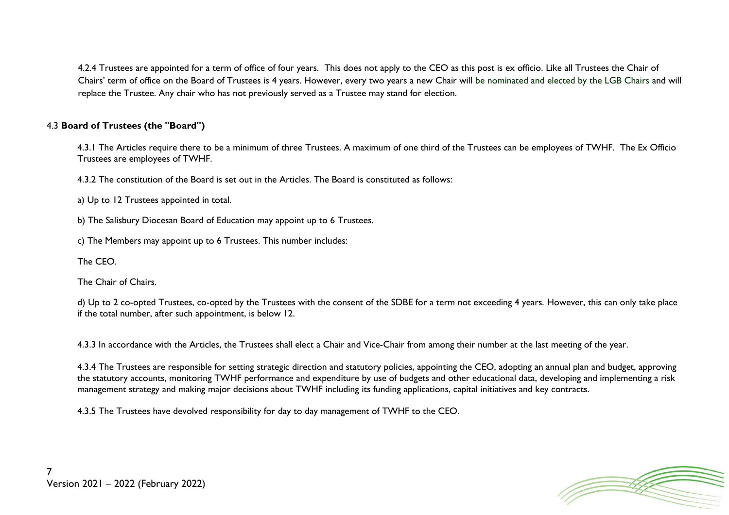4.2.4 Trustees are appointed for a term of office of four years. This does not apply to the CEO as this post is ex officio. Like all Trustees the Chair of Chairs' term of office on the Board of Trustees is 4 years. However, every two years a new Chair will be nominated and elected by the LGB Chairs and will replace the Trustee. Any chair who has not previously served as a Trustee may stand for election.

4.3 **Board of Trustees (the "Board")**

4.3.1 The Articles require there to be a minimum of three Trustees. A maximum of one third of the Trustees can be employees of TWHF. The Ex Officio Trustees are employees of TWHF.

4.3.2 The constitution of the Board is set out in the Articles. The Board is constituted as follows:

a) Up to 12 Trustees appointed in total.

b) The Salisbury Diocesan Board of Education may appoint up to 6 Trustees.

c) The Members may appoint up to 6 Trustees. This number includes:

The CEO.

The Chair of Chairs.

d) Up to 2 co-opted Trustees, co-opted by the Trustees with the consent of the SDBE for a term not exceeding 4 years. However, this can only take place if the total number, after such appointment, is below 12.

4.3.3 In accordance with the Articles, the Trustees shall elect a Chair and Vice-Chair from among their number at the last meeting of the year.

4.3.4 The Trustees are responsible for setting strategic direction and statutory policies, appointing the CEO, adopting an annual plan and budget, approving the statutory accounts, monitoring TWHF performance and expenditure by use of budgets and other educational data, developing and implementing a risk management strategy and making major decisions about TWHF including its funding applications, capital initiatives and key contracts.

4.3.5 The Trustees have devolved responsibility for day to day management of TWHF to the CEO.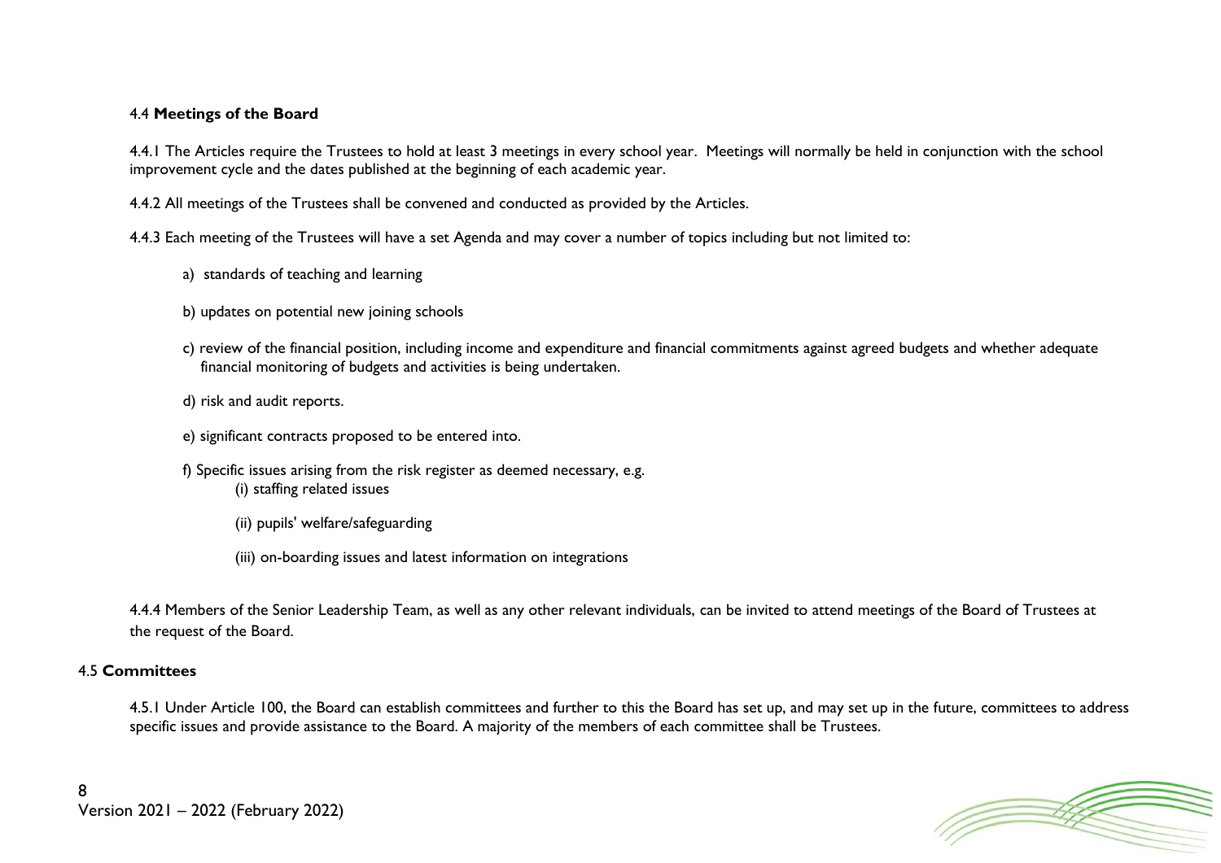### 4.4 **Meetings of the Board**

4.4.1 The Articles require the Trustees to hold at least 3 meetings in every school year. Meetings will normally be held in conjunction with the school improvement cycle and the dates published at the beginning of each academic year.

4.4.2 All meetings of the Trustees shall be convened and conducted as provided by the Articles.

4.4.3 Each meeting of the Trustees will have a set Agenda and may cover a number of topics including but not limited to:

a) standards of teaching and learning

b) updates on potential new joining schools

c) review of the financial position, including income and expenditure and financial commitments against agreed budgets and whether adequate financial monitoring of budgets and activities is being undertaken.

d) risk and audit reports.

e) significant contracts proposed to be entered into.

f) Specific issues arising from the risk register as deemed necessary, e.g.

(i) staffing related issues

(ii) pupils' welfare/safeguarding

(iii) on-boarding issues and latest information on integrations

4.4.4 Members of the Senior Leadership Team, as well as any other relevant individuals, can be invited to attend meetings of the Board of Trustees at the request of the Board.

### 4.5 **Committees**

4.5.1 Under Article 100, the Board can establish committees and further to this the Board has set up, and may set up in the future, committees to address specific issues and provide assistance to the Board. A majority of the members of each committee shall be Trustees.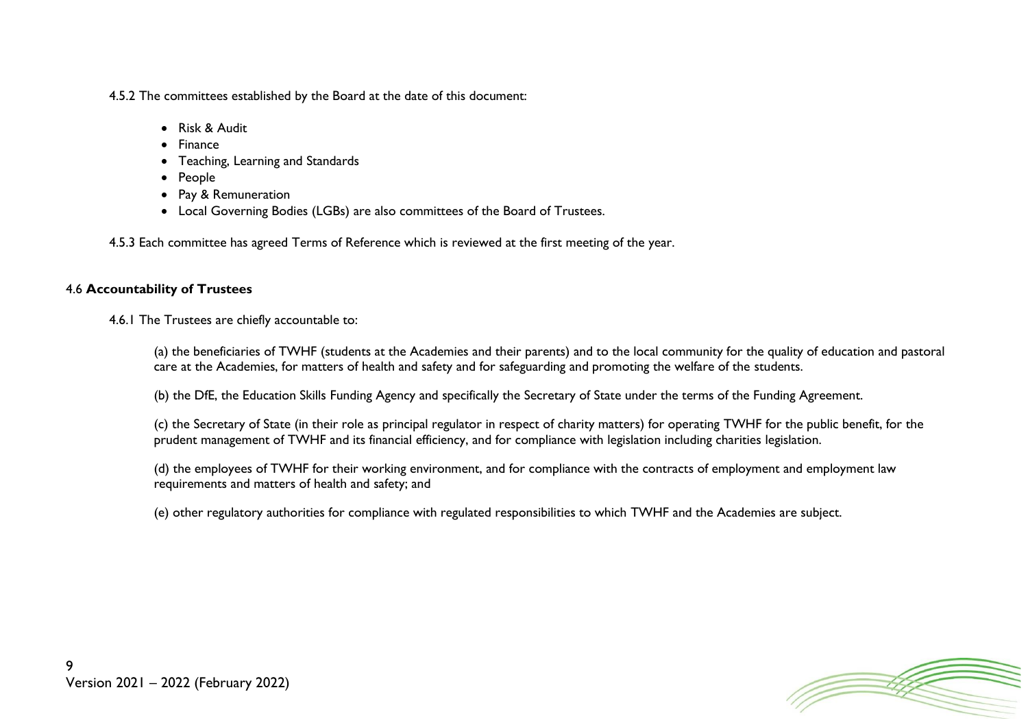4.5.2 The committees established by the Board at the date of this document:

- Risk & Audit
- Finance
- Teaching, Learning and Standards
- People
- Pay & Remuneration
- Local Governing Bodies (LGBs) are also committees of the Board of Trustees.

4.5.3 Each committee has agreed Terms of Reference which is reviewed at the first meeting of the year.

### 4.6 **Accountability of Trustees**

4.6.1 The Trustees are chiefly accountable to:

(a) the beneficiaries of TWHF (students at the Academies and their parents) and to the local community for the quality of education and pastoral care at the Academies, for matters of health and safety and for safeguarding and promoting the welfare of the students.

(b) the DfE, the Education Skills Funding Agency and specifically the Secretary of State under the terms of the Funding Agreement.

(c) the Secretary of State (in their role as principal regulator in respect of charity matters) for operating TWHF for the public benefit, for the prudent management of TWHF and its financial efficiency, and for compliance with legislation including charities legislation.

(d) the employees of TWHF for their working environment, and for compliance with the contracts of employment and employment law requirements and matters of health and safety; and

(e) other regulatory authorities for compliance with regulated responsibilities to which TWHF and the Academies are subject.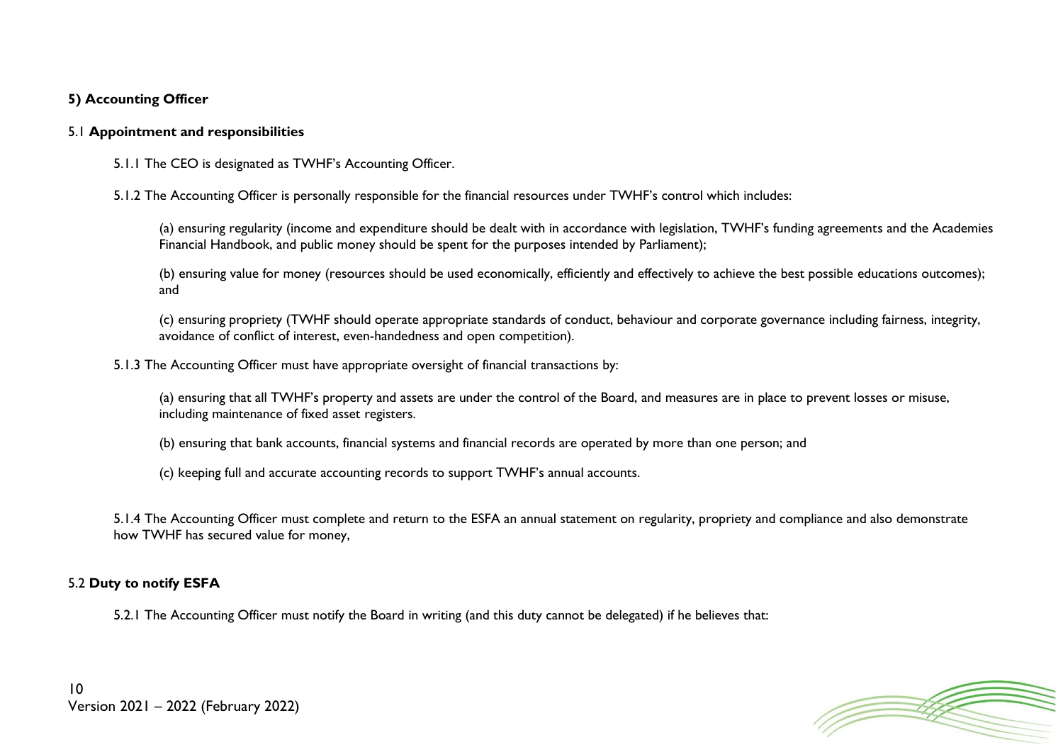### 5) Accounting Officer

#### 5.1 **Appointment and responsibilities**

5.1.1 The CEO is designated as TWHF's Accounting Officer.

5.1.2 The Accounting Officer is personally responsible for the financial resources under TWHF's control which includes:

(a) ensuring regularity (income and expenditure should be dealt with in accordance with legislation, TWHF's funding agreements and the Academies Financial Handbook, and public money should be spent for the purposes intended by Parliament);

(b) ensuring value for money (resources should be used economically, efficiently and effectively to achieve the best possible educations outcomes); and

(c) ensuring propriety (TWHF should operate appropriate standards of conduct, behaviour and corporate governance including fairness, integrity, avoidance of conflict of interest, even-handedness and open competition).

5.1.3 The Accounting Officer must have appropriate oversight of financial transactions by:

(a) ensuring that all TWHF's property and assets are under the control of the Board, and measures are in place to prevent losses or misuse, including maintenance of fixed asset registers.

(b) ensuring that bank accounts, financial systems and financial records are operated by more than one person; and

(c) keeping full and accurate accounting records to support TWHF's annual accounts.

5.1.4 The Accounting Officer must complete and return to the ESFA an annual statement on regularity, propriety and compliance and also demonstrate how TWHF has secured value for money,

#### 5.2 **Duty to notify ESFA**

5.2.1 The Accounting Officer must notify the Board in writing (and this duty cannot be delegated) if he believes that: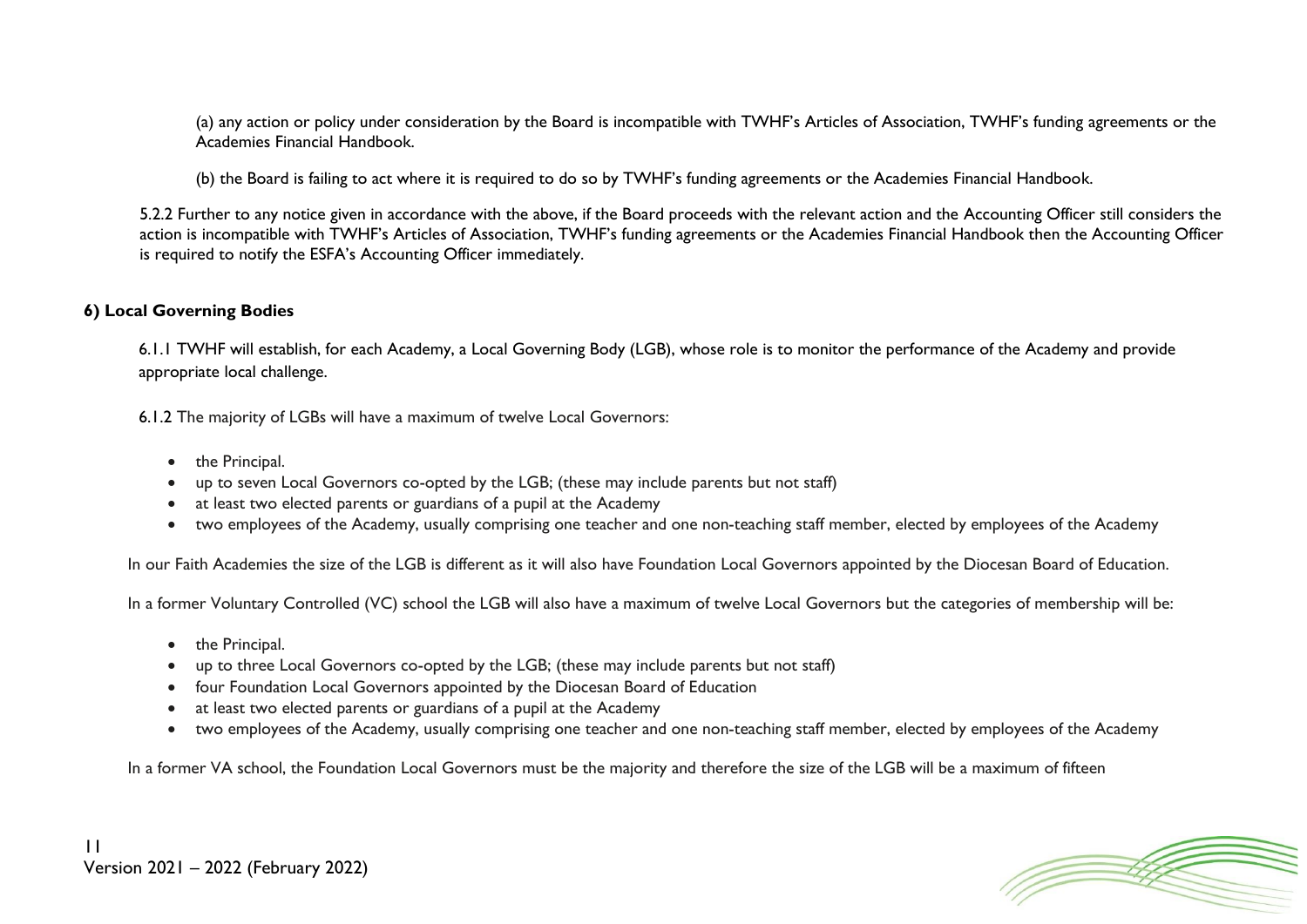(a) any action or policy under consideration by the Board is incompatible with TWHF's Articles of Association, TWHF's funding agreements or the Academies Financial Handbook.

(b) the Board is failing to act where it is required to do so by TWHF's funding agreements or the Academies Financial Handbook.

5.2.2 Further to any notice given in accordance with the above, if the Board proceeds with the relevant action and the Accounting Officer still considers the action is incompatible with TWHF's Articles of Association, TWHF's funding agreements or the Academies Financial Handbook then the Accounting Officer is required to notify the ESFA's Accounting Officer immediately.

## 6) Local Governing Bodies

6.1.1 TWHF will establish, for each Academy, a Local Governing Body (LGB), whose role is to monitor the performance of the Academy and provide appropriate local challenge.

6.1.2 The majority of LGBs will have a maximum of twelve Local Governors:

- the Principal.
- up to seven Local Governors co-opted by the LGB; (these may include parents but not staff)
- at least two elected parents or guardians of a pupil at the Academy
- two employees of the Academy, usually comprising one teacher and one non-teaching staff member, elected by employees of the Academy

In our Faith Academies the size of the LGB is different as it will also have Foundation Local Governors appointed by the Diocesan Board of Education.

In a former Voluntary Controlled (VC) school the LGB will also have a maximum of twelve Local Governors but the categories of membership will be:

- the Principal.
- up to three Local Governors co-opted by the LGB; (these may include parents but not staff)
- four Foundation Local Governors appointed by the Diocesan Board of Education
- at least two elected parents or guardians of a pupil at the Academy
- two employees of the Academy, usually comprising one teacher and one non-teaching staff member, elected by employees of the Academy

In a former VA school, the Foundation Local Governors must be the majority and therefore the size of the LGB will be a maximum of fifteen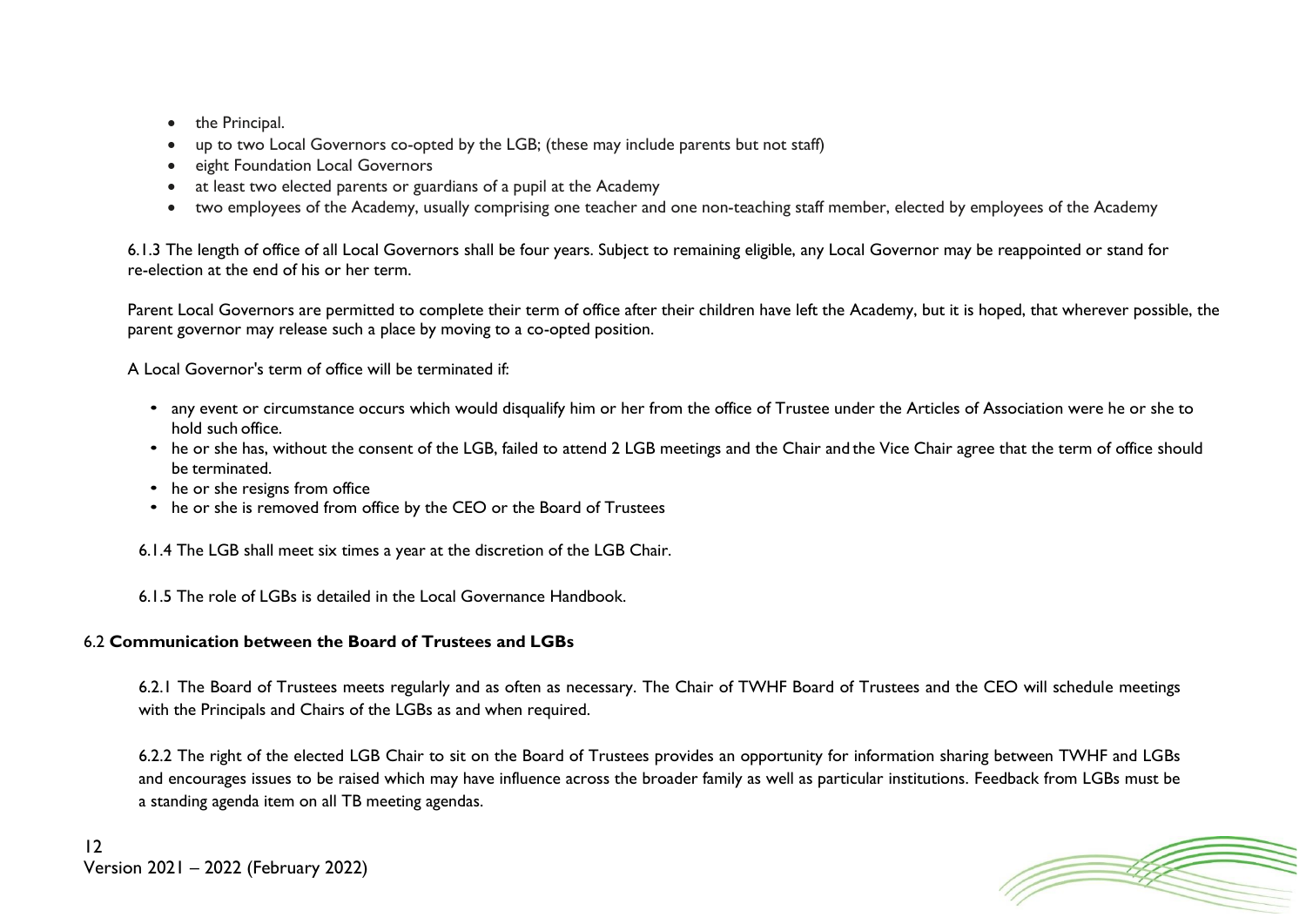- the Principal.
- up to two Local Governors co-opted by the LGB; (these may include parents but not staff)
- eight Foundation Local Governors
- at least two elected parents or guardians of a pupil at the Academy
- two employees of the Academy, usually comprising one teacher and one non-teaching staff member, elected by employees of the Academy

6.1.3 The length of office of all Local Governors shall be four years. Subject to remaining eligible, any Local Governor may be reappointed or stand for re-election at the end of his or her term.

Parent Local Governors are permitted to complete their term of office after their children have left the Academy, but it is hoped, that wherever possible, the parent governor may release such a place by moving to a co-opted position.

A Local Governor's term of office will be terminated if:

- any event or circumstance occurs which would disqualify him or her from the office of Trustee under the Articles of Association were he or she to hold such office.
- he or she has, without the consent of the LGB, failed to attend 2 LGB meetings and the Chair and the Vice Chair agree that the term of office should be terminated.
- he or she resigns from office
- he or she is removed from office by the CEO or the Board of Trustees

6.1.4 The LGB shall meet six times a year at the discretion of the LGB Chair.

6.1.5 The role of LGBs is detailed in the Local Governance Handbook.

### 6.2 **Communication between the Board of Trustees and LGBs**

6.2.1 The Board of Trustees meets regularly and as often as necessary. The Chair of TWHF Board of Trustees and the CEO will schedule meetings with the Principals and Chairs of the LGBs as and when required.

6.2.2 The right of the elected LGB Chair to sit on the Board of Trustees provides an opportunity for information sharing between TWHF and LGBs and encourages issues to be raised which may have influence across the broader family as well as particular institutions. Feedback from LGBs must be a standing agenda item on all TB meeting agendas.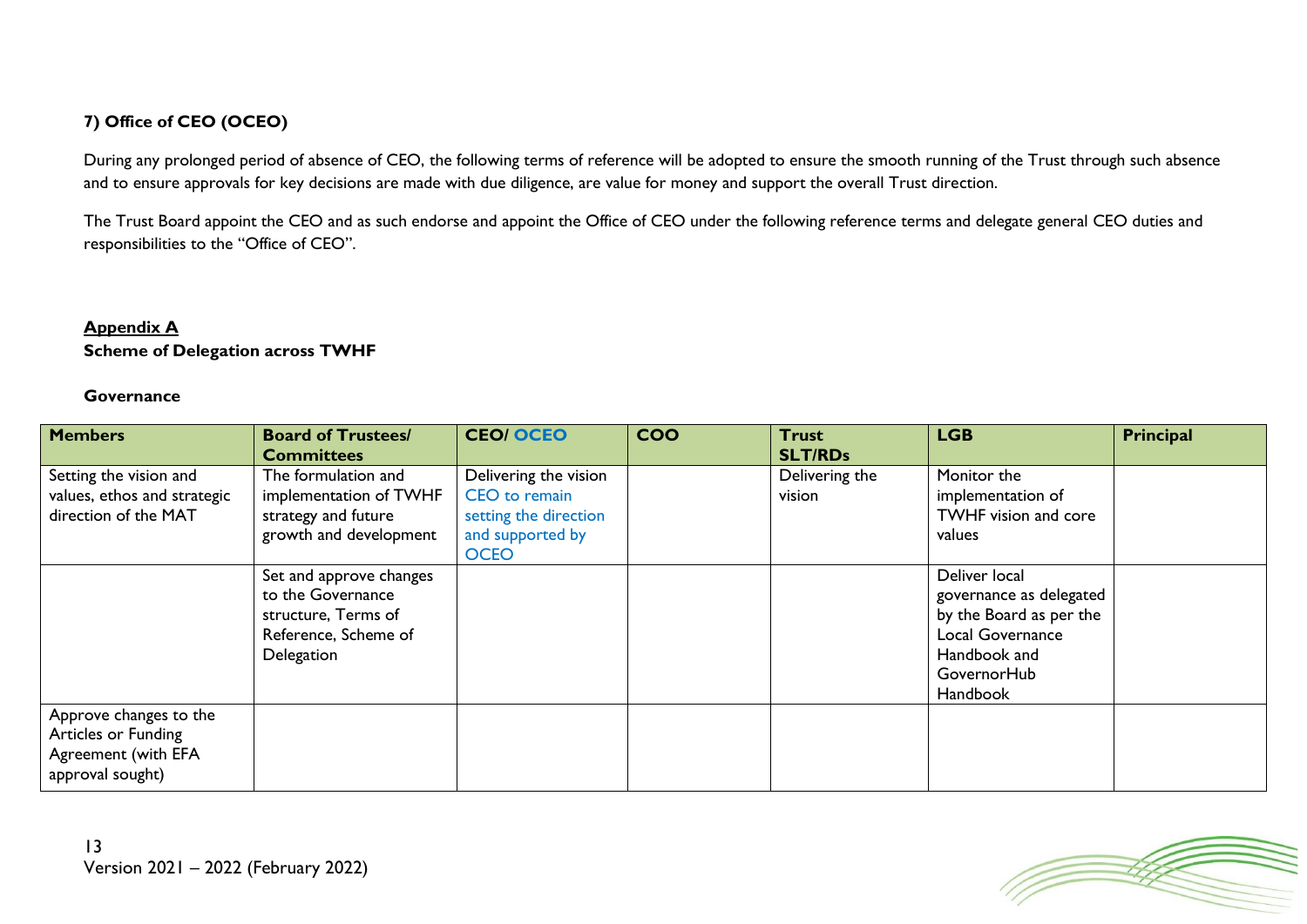**7) Office of CEO (OCEO)**

During any prolonged period of absence of CEO, the following terms of reference will be adopted to ensure the smooth running of the Trust through such absence and to ensure approvals for key decisions are made with due diligence, are value for money and support the overall Trust direction.

The Trust Board appoint the CEO and as such endorse and appoint the Office of CEO under the following reference terms and delegate general CEO duties and responsibilities to the "Office of CEO".

**Appendix A**

**Scheme of Delegation across TWHF**

**Governance**

| Members | Board of Trustees/ Committees | CEO/ OCEO | COO | Trust SLT/RDs | LGB | Principal |
|---|---|---|---|---|---|---|
| Setting the vision and values, ethos and strategic direction of the MAT | The formulation and implementation of TWHF strategy and future growth and development | Delivering the vision CEO to remain setting the direction and supported by OCEO | | Delivering the vision | Monitor the implementation of TWHF vision and core values | |
| | Set and approve changes to the Governance structure, Terms of Reference, Scheme of Delegation | | | | Deliver local governance as delegated by the Board as per the Local Governance Handbook and GovernorHub Handbook | |
| Approve changes to the Articles or Funding Agreement (with EFA approval sought) | | | | | | |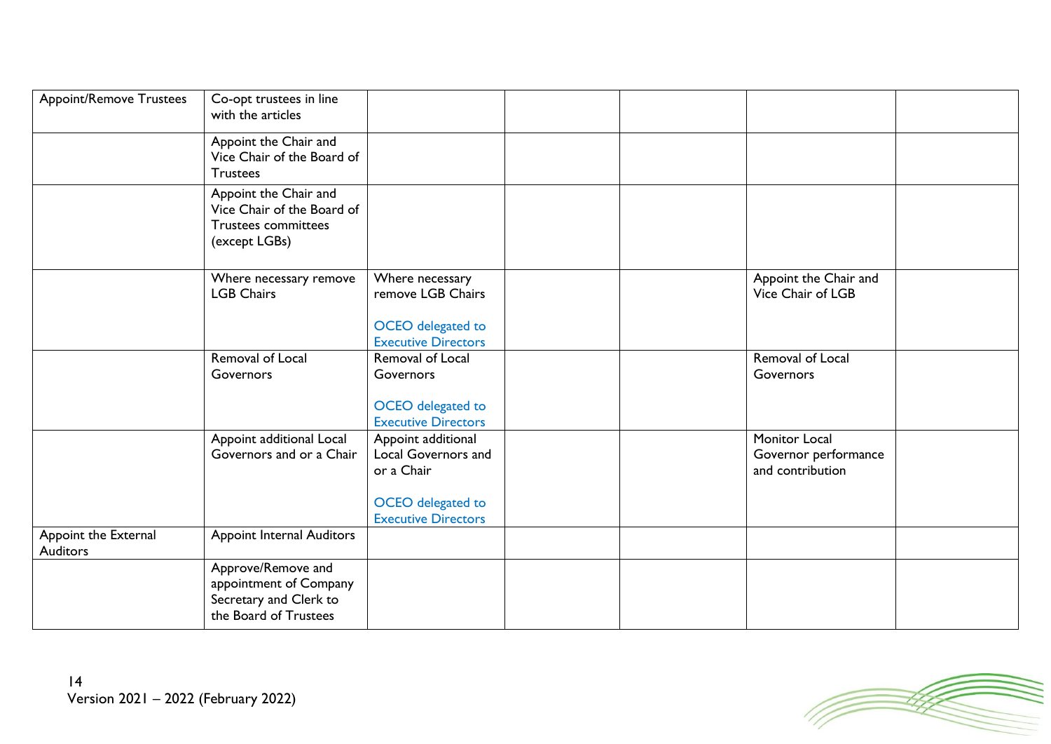| | | | | | | |
|---|---|---|---|---|---|---|
| Appoint/Remove Trustees | Co-opt trustees in line with the articles | | | | | |
| | Appoint the Chair and Vice Chair of the Board of Trustees | | | | | |
| | Appoint the Chair and Vice Chair of the Board of Trustees committees (except LGBs) | | | | | |
| | Where necessary remove LGB Chairs | Where necessary remove LGB Chairs<br><br>OCEO delegated to Executive Directors | | | Appoint the Chair and Vice Chair of LGB | |
| | Removal of Local Governors | Removal of Local Governors<br><br>OCEO delegated to Executive Directors | | | Removal of Local Governors | |
| | Appoint additional Local Governors and or a Chair | Appoint additional Local Governors and or a Chair<br><br>OCEO delegated to Executive Directors | | | Monitor Local Governor performance and contribution | |
| Appoint the External Auditors | Appoint Internal Auditors | | | | | |
| | Approve/Remove and appointment of Company Secretary and Clerk to the Board of Trustees | | | | | |

Version 2021 – 2022 (February 2022)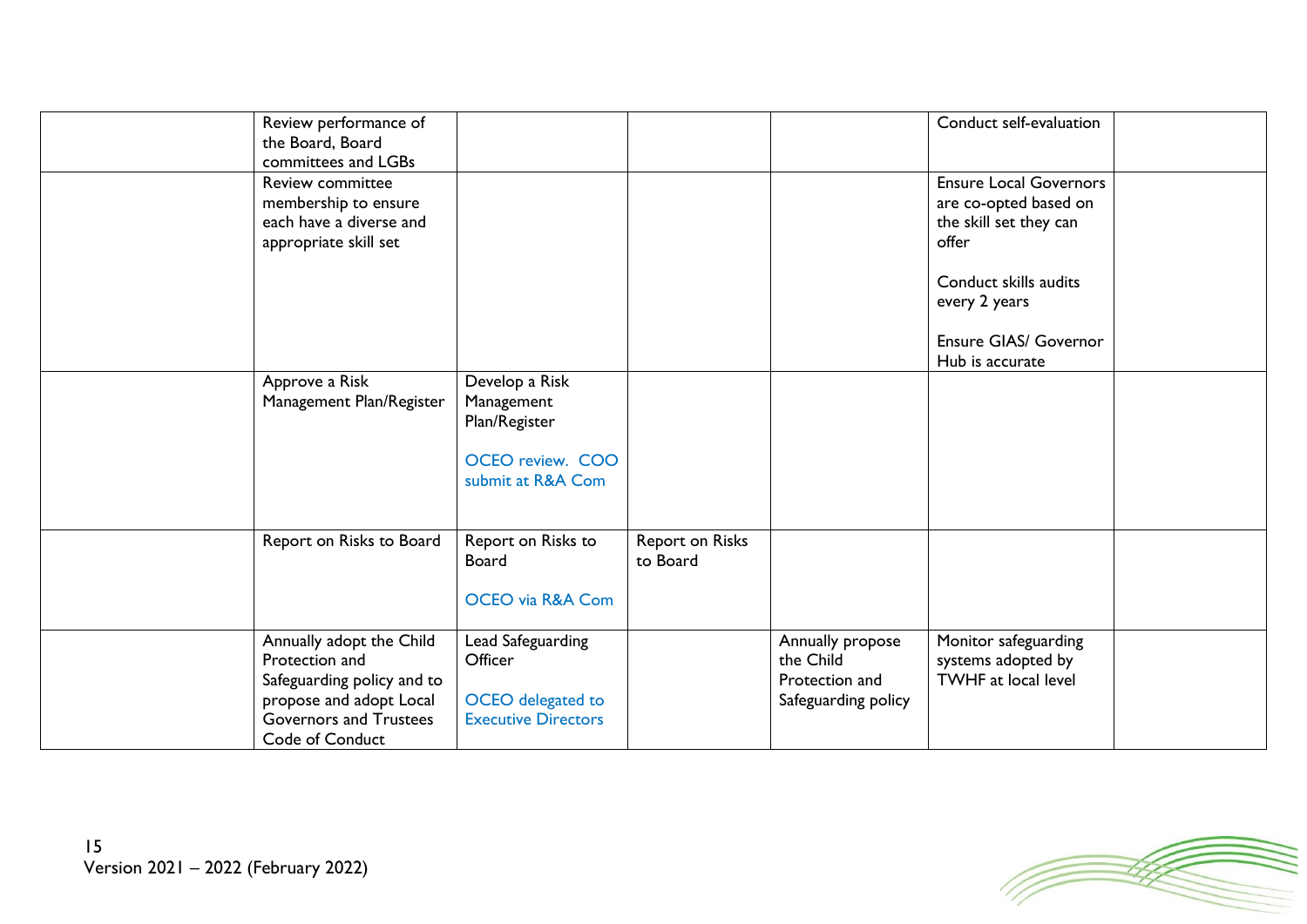| | | | | | | |
|---|---|---|---|---|---|---|
| | Review performance of the Board, Board committees and LGBs | | | | Conduct self-evaluation | |
| | Review committee membership to ensure each have a diverse and appropriate skill set | | | | Ensure Local Governors are co-opted based on the skill set they can offer<br><br>Conduct skills audits every 2 years<br><br>Ensure GIAS/ Governor Hub is accurate | |
| | Approve a Risk Management Plan/Register | Develop a Risk Management Plan/Register<br><br>OCEO review. COO submit at R&A Com | | | | |
| | Report on Risks to Board | Report on Risks to Board<br><br>OCEO via R&A Com | Report on Risks to Board | | | |
| | Annually adopt the Child Protection and Safeguarding policy and to propose and adopt Local Governors and Trustees Code of Conduct | Lead Safeguarding Officer<br><br>OCEO delegated to Executive Directors | | Annually propose the Child Protection and Safeguarding policy | Monitor safeguarding systems adopted by TWHF at local level | |

Version 2021 – 2022 (February 2022)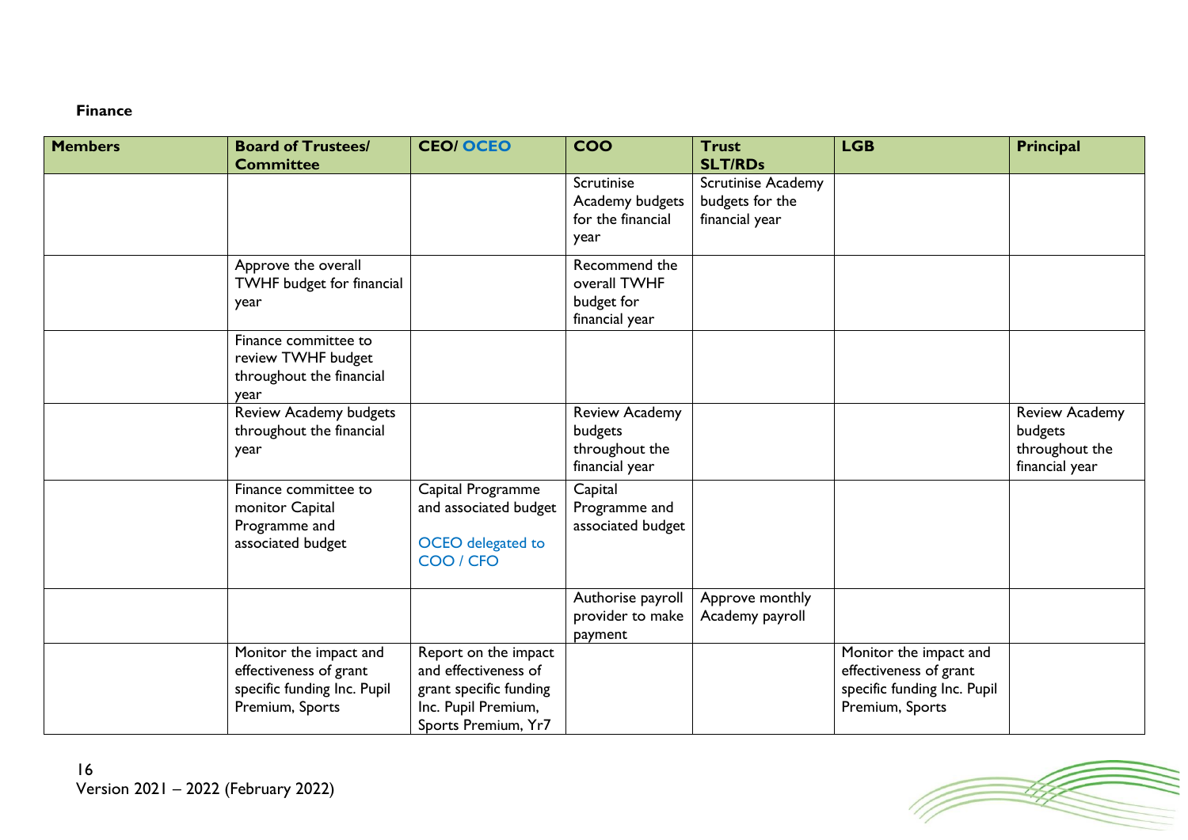**Finance**

| Members | Board of Trustees/ Committee | CEO/ OCEO | COO | Trust SLT/RDs | LGB | Principal |
|---|---|---|---|---|---|---|
| | | | Scrutinise Academy budgets for the financial year | Scrutinise Academy budgets for the financial year | | |
| | Approve the overall TWHF budget for financial year | | Recommend the overall TWHF budget for financial year | | | |
| | Finance committee to review TWHF budget throughout the financial year | | | | | |
| | Review Academy budgets throughout the financial year | | Review Academy budgets throughout the financial year | | | Review Academy budgets throughout the financial year |
| | Finance committee to monitor Capital Programme and associated budget | Capital Programme and associated budget<br><br>OCEO delegated to COO / CFO | Capital Programme and associated budget | | | |
| | | | Authorise payroll provider to make payment | Approve monthly Academy payroll | | |
| | Monitor the impact and effectiveness of grant specific funding Inc. Pupil Premium, Sports | Report on the impact and effectiveness of grant specific funding Inc. Pupil Premium, Sports Premium, Yr7 | | | Monitor the impact and effectiveness of grant specific funding Inc. Pupil Premium, Sports | |

Version 2021 – 2022 (February 2022)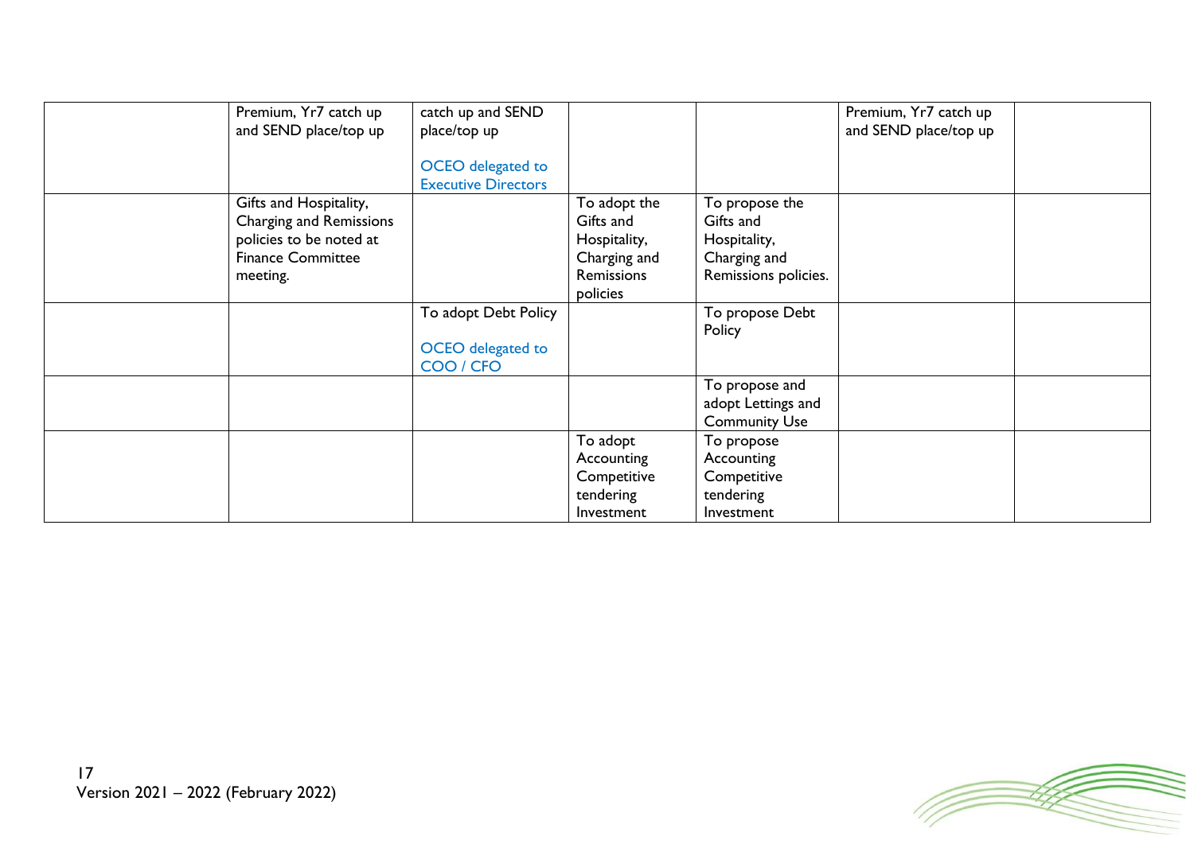|  |  |  |  |  |  |  |
|---|---|---|---|---|---|---|
|  | Premium, Yr7 catch up and SEND place/top up | catch up and SEND place/top up<br><br>OCEO delegated to Executive Directors |  |  | Premium, Yr7 catch up and SEND place/top up |  |
|  | Gifts and Hospitality, Charging and Remissions policies to be noted at Finance Committee meeting. |  | To adopt the Gifts and Hospitality, Charging and Remissions policies | To propose the Gifts and Hospitality, Charging and Remissions policies. |  |  |
|  |  | To adopt Debt Policy<br><br>OCEO delegated to COO / CFO |  | To propose Debt Policy |  |  |
|  |  |  |  | To propose and adopt Lettings and Community Use |  |  |
|  |  |  | To adopt Accounting Competitive tendering Investment | To propose Accounting Competitive tendering Investment |  |  |

Version 2021 – 2022 (February 2022)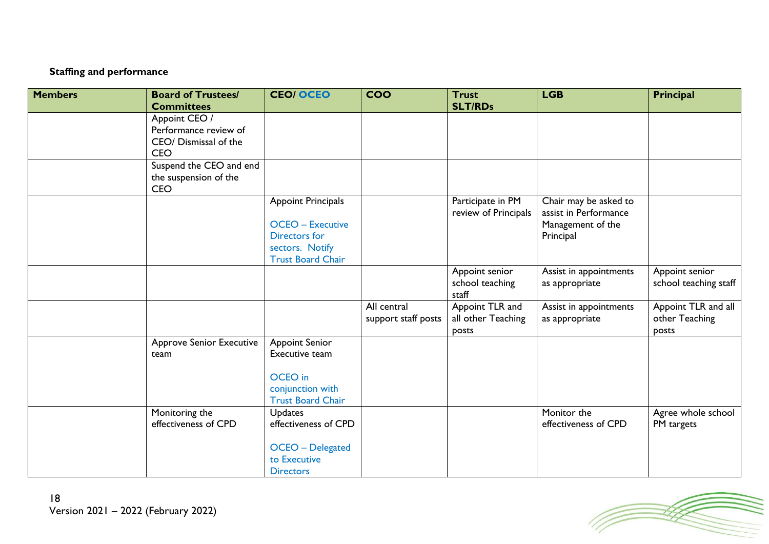**Staffing and performance**

| Members | Board of Trustees/ Committees | CEO/ OCEO | COO | Trust SLT/RDs | LGB | Principal |
|---|---|---|---|---|---|---|
| | Appoint CEO / Performance review of CEO/ Dismissal of the CEO | | | | | |
| | Suspend the CEO and end the suspension of the CEO | | | | | |
| | | Appoint Principals<br><br>OCEO – Executive Directors for sectors. Notify Trust Board Chair | | Participate in PM review of Principals | Chair may be asked to assist in Performance Management of the Principal | |
| | | | | Appoint senior school teaching staff | Assist in appointments as appropriate | Appoint senior school teaching staff |
| | | | All central support staff posts | Appoint TLR and all other Teaching posts | Assist in appointments as appropriate | Appoint TLR and all other Teaching posts |
| | Approve Senior Executive team | Appoint Senior Executive team<br><br>OCEO in conjunction with Trust Board Chair | | | | |
| | Monitoring the effectiveness of CPD | Updates effectiveness of CPD<br><br>OCEO – Delegated to Executive Directors | | | Monitor the effectiveness of CPD | Agree whole school PM targets |

Version 2021 – 2022 (February 2022)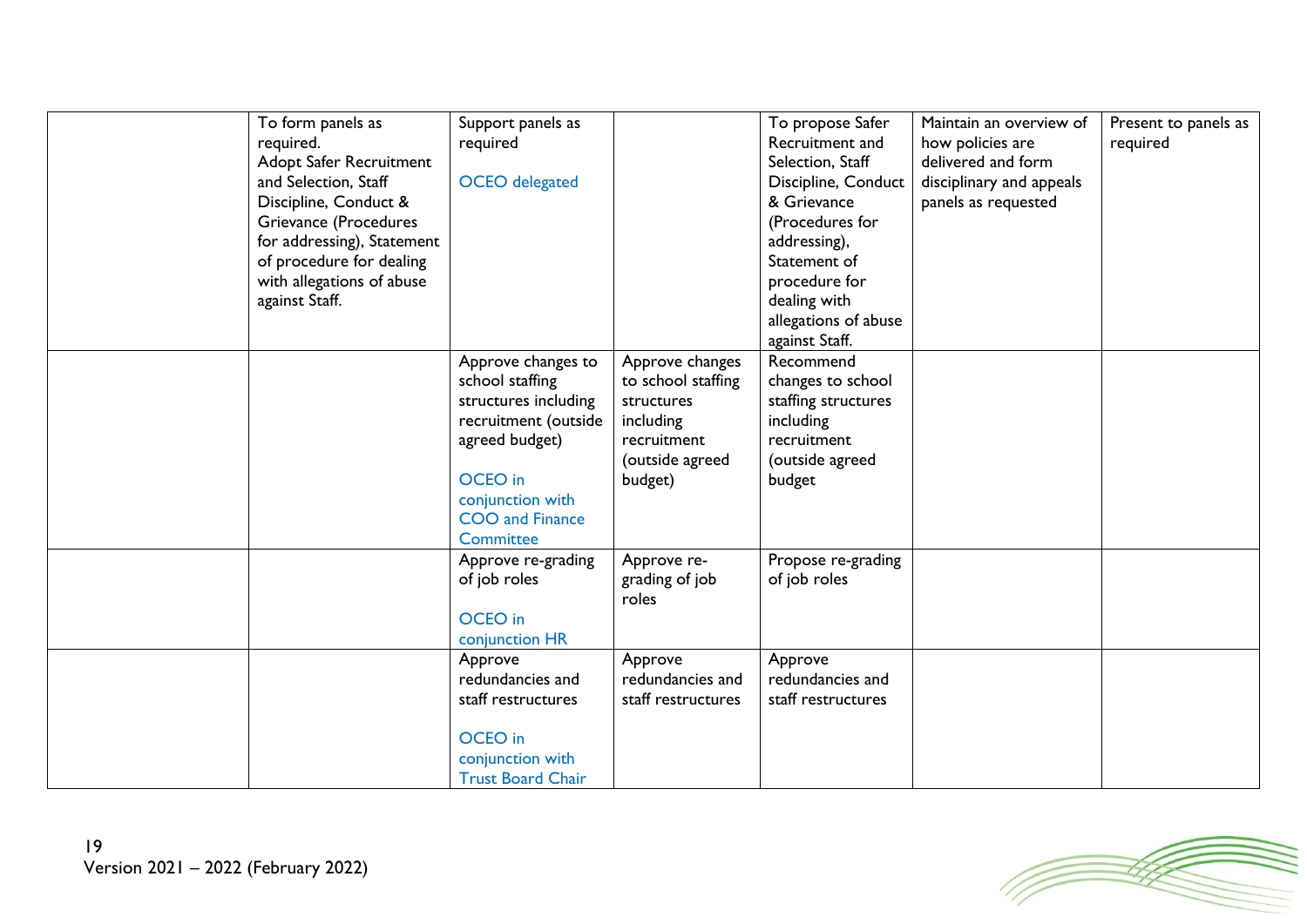| | | | | | | |
|---|---|---|---|---|---|---|
| | To form panels as required.<br>Adopt Safer Recruitment and Selection, Staff Discipline, Conduct & Grievance (Procedures for addressing), Statement of procedure for dealing with allegations of abuse against Staff. | Support panels as required<br><br>OCEO delegated | | To propose Safer Recruitment and Selection, Staff Discipline, Conduct & Grievance (Procedures for addressing), Statement of procedure for dealing with allegations of abuse against Staff. | Maintain an overview of how policies are delivered and form disciplinary and appeals panels as requested | Present to panels as required |
| | | Approve changes to school staffing structures including recruitment (outside agreed budget)<br><br>OCEO in conjunction with COO and Finance Committee | Approve changes to school staffing structures including recruitment (outside agreed budget) | Recommend changes to school staffing structures including recruitment (outside agreed budget | | |
| | | Approve re-grading of job roles<br><br>OCEO in conjunction HR | Approve re-grading of job roles | Propose re-grading of job roles | | |
| | | Approve redundancies and staff restructures<br><br>OCEO in conjunction with Trust Board Chair | Approve redundancies and staff restructures | Approve redundancies and staff restructures | | |

Version 2021 – 2022 (February 2022)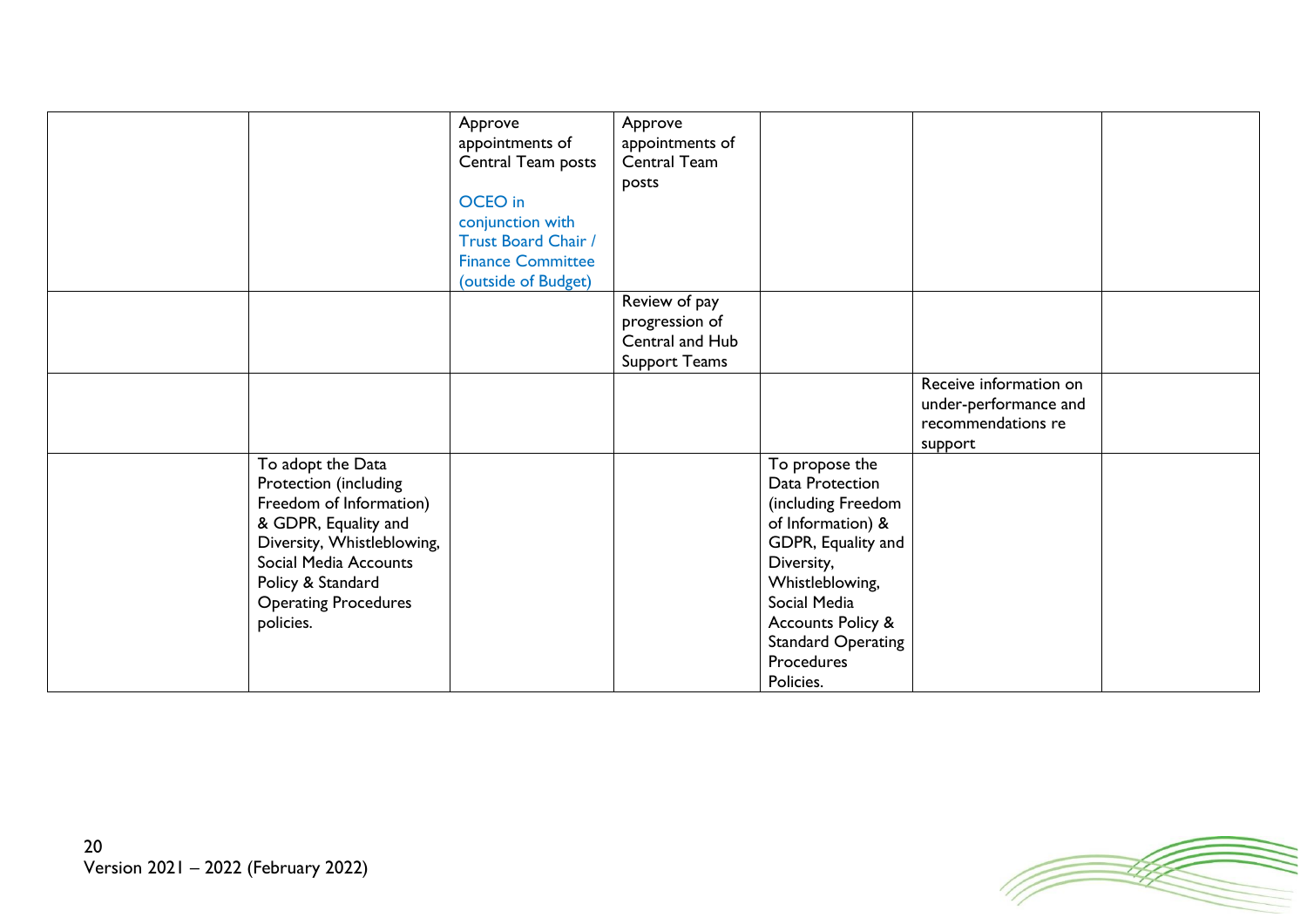| | | | | | | |
|---|---|---|---|---|---|---|
| | | Approve appointments of Central Team posts<br><br>OCEO in conjunction with Trust Board Chair / Finance Committee (outside of Budget) | Approve appointments of Central Team posts | | | |
| | | | Review of pay progression of Central and Hub Support Teams | | | |
| | | | | | Receive information on under-performance and recommendations re support | |
| | To adopt the Data Protection (including Freedom of Information) & GDPR, Equality and Diversity, Whistleblowing, Social Media Accounts Policy & Standard Operating Procedures policies. | | | To propose the Data Protection (including Freedom of Information) & GDPR, Equality and Diversity, Whistleblowing, Social Media Accounts Policy & Standard Operating Procedures Policies. | | |

Version 2021 – 2022 (February 2022)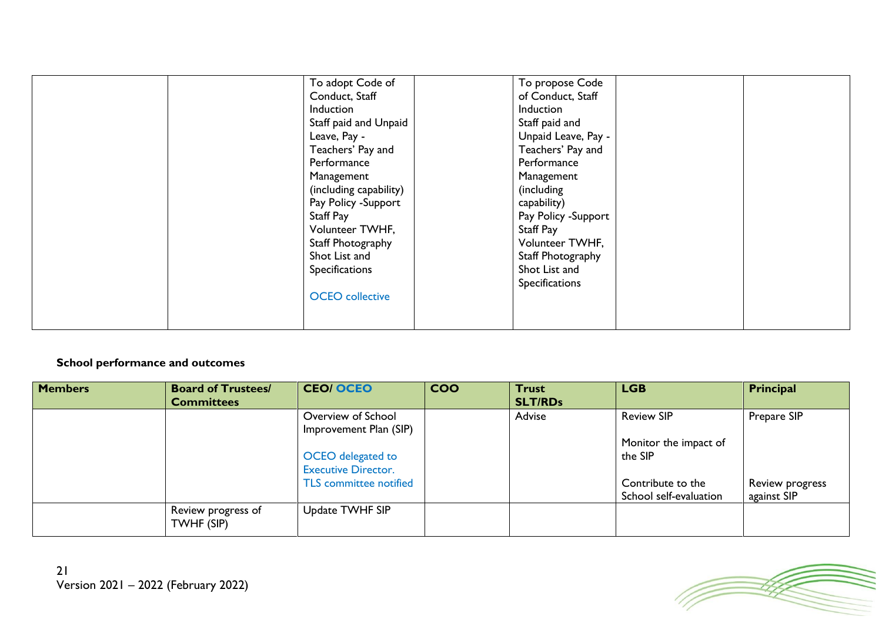| | | | | | | |
|---|---|---|---|---|---|---|
| | | To adopt Code of Conduct, Staff Induction Staff paid and Unpaid Leave, Pay - Teachers' Pay and Performance Management (including capability) Pay Policy -Support Staff Pay Volunteer TWHF, Staff Photography Shot List and Specifications<br><br>OCEO collective | | To propose Code of Conduct, Staff Induction Staff paid and Unpaid Leave, Pay - Teachers' Pay and Performance Management (including capability) Pay Policy -Support Staff Pay Volunteer TWHF, Staff Photography Shot List and Specifications | | |

**School performance and outcomes**

| Members | Board of Trustees/ Committees | CEO/ OCEO | COO | Trust SLT/RDs | LGB | Principal |
|---|---|---|---|---|---|---|
| | | Overview of School Improvement Plan (SIP)<br><br>OCEO delegated to Executive Director. TLS committee notified | | Advise | Review SIP<br><br>Monitor the impact of the SIP<br><br>Contribute to the School self-evaluation | Prepare SIP<br><br>Review progress against SIP |
| | Review progress of TWHF (SIP) | Update TWHF SIP | | | | |

Version 2021 – 2022 (February 2022)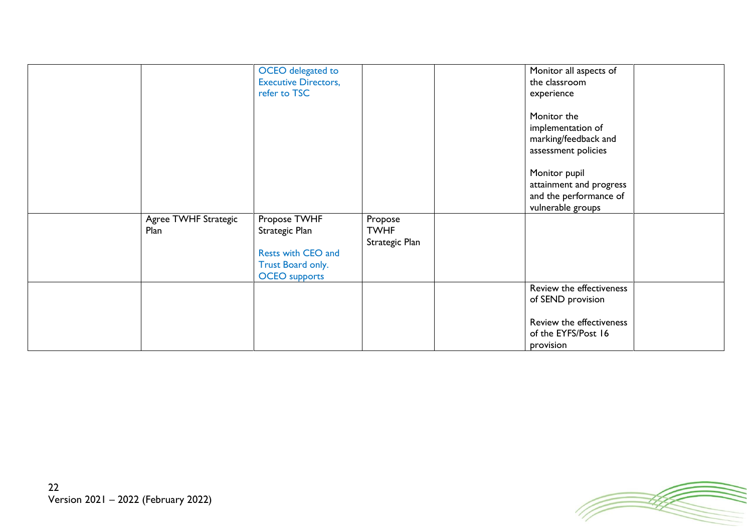| | | | | | | |
|---|---|---|---|---|---|---|
| | | OCEO delegated to Executive Directors, refer to TSC | | | Monitor all aspects of the classroom experience<br><br>Monitor the implementation of marking/feedback and assessment policies<br><br>Monitor pupil attainment and progress and the performance of vulnerable groups | |
| | Agree TWHF Strategic Plan | Propose TWHF Strategic Plan<br><br>Rests with CEO and Trust Board only. OCEO supports | Propose TWHF Strategic Plan | | | |
| | | | | | Review the effectiveness of SEND provision<br><br>Review the effectiveness of the EYFS/Post 16 provision | |

Version 2021 – 2022 (February 2022)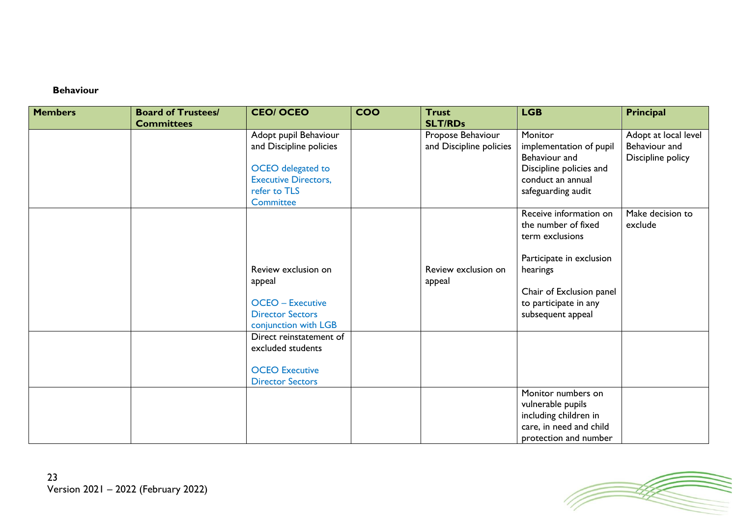**Behaviour**

| Members | Board of Trustees/ Committees | CEO/ OCEO | COO | Trust SLT/RDs | LGB | Principal |
|---|---|---|---|---|---|---|
| | | Adopt pupil Behaviour and Discipline policies<br><br>OCEO delegated to Executive Directors, refer to TLS Committee | | Propose Behaviour and Discipline policies | Monitor implementation of pupil Behaviour and Discipline policies and conduct an annual safeguarding audit | Adopt at local level Behaviour and Discipline policy |
| | | Review exclusion on appeal<br><br>OCEO – Executive Director Sectors conjunction with LGB | | Review exclusion on appeal | Receive information on the number of fixed term exclusions<br><br>Participate in exclusion hearings<br><br>Chair of Exclusion panel to participate in any subsequent appeal | Make decision to exclude |
| | | Direct reinstatement of excluded students<br><br>OCEO Executive Director Sectors | | | | |
| | | | | | Monitor numbers on vulnerable pupils including children in care, in need and child protection and number | |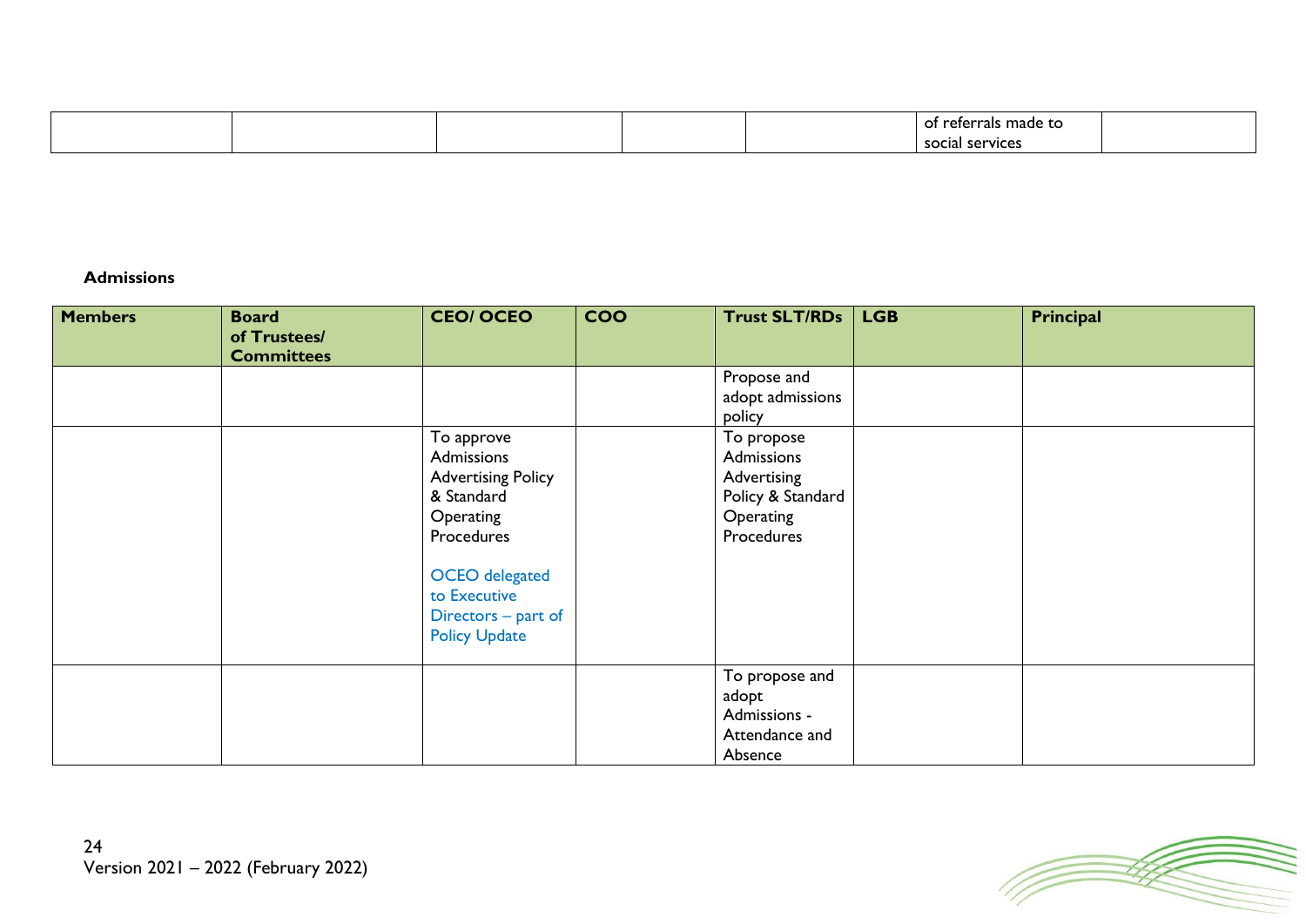| | | | | | of referrals made to social services | |
|---|---|---|---|---|---|---|

**Admissions**

| Members | Board of Trustees/ Committees | CEO/ OCEO | COO | Trust SLT/RDs | LGB | Principal |
|---|---|---|---|---|---|---|
| | | | | Propose and adopt admissions policy | | |
| | | To approve Admissions Advertising Policy & Standard Operating Procedures<br><br>OCEO delegated to Executive Directors – part of Policy Update | | To propose Admissions Advertising Policy & Standard Operating Procedures | | |
| | | | | To propose and adopt Admissions - Attendance and Absence | | |

Version 2021 – 2022 (February 2022)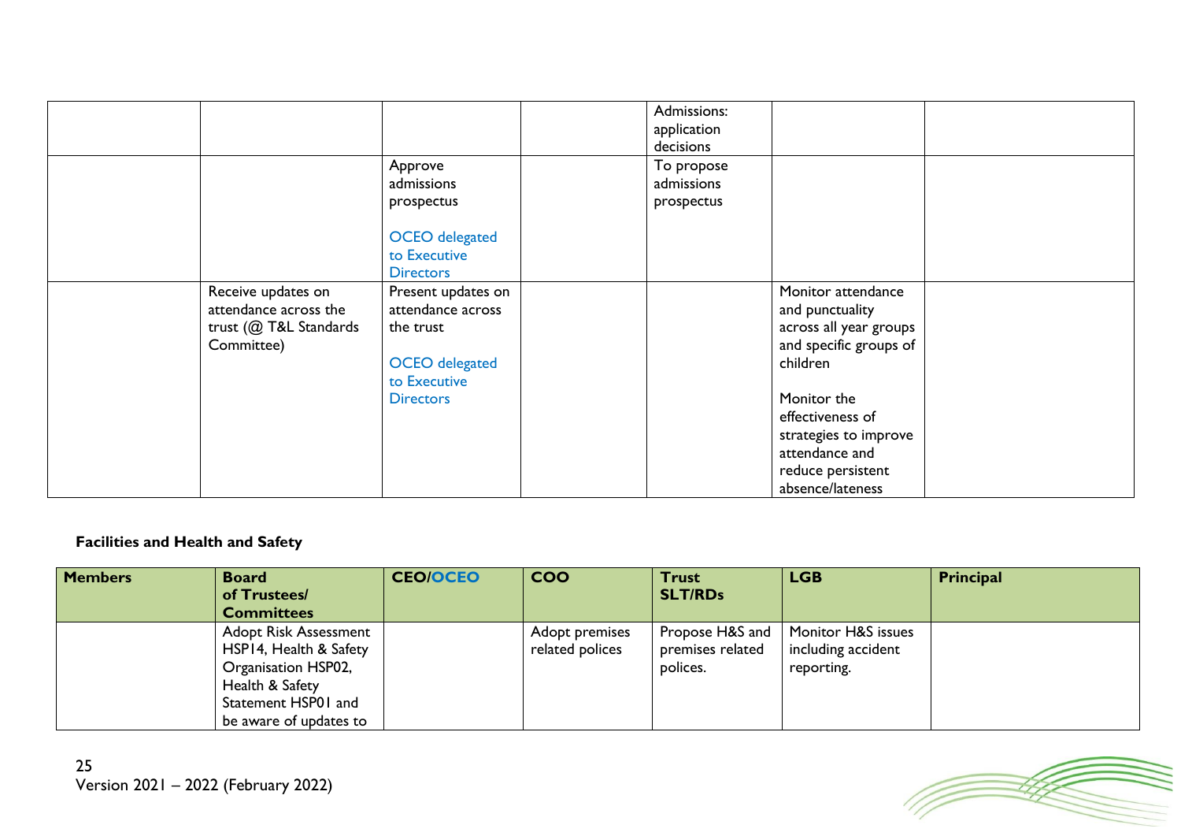| | | | | | | |
|---|---|---|---|---|---|---|
| | | | | Admissions: application decisions | | |
| | | Approve admissions prospectus<br><br>OCEO delegated to Executive Directors | | To propose admissions prospectus | | |
| | Receive updates on attendance across the trust (@ T&L Standards Committee) | Present updates on attendance across the trust<br><br>OCEO delegated to Executive Directors | | | Monitor attendance and punctuality across all year groups and specific groups of children<br><br>Monitor the effectiveness of strategies to improve attendance and reduce persistent absence/lateness | |

**Facilities and Health and Safety**

| Members | Board of Trustees/ Committees | CEO/OCEO | COO | Trust SLT/RDs | LGB | Principal |
|---|---|---|---|---|---|---|
| | Adopt Risk Assessment HSP14, Health & Safety Organisation HSP02, Health & Safety Statement HSP01 and be aware of updates to | | Adopt premises related polices | Propose H&S and premises related polices. | Monitor H&S issues including accident reporting. | |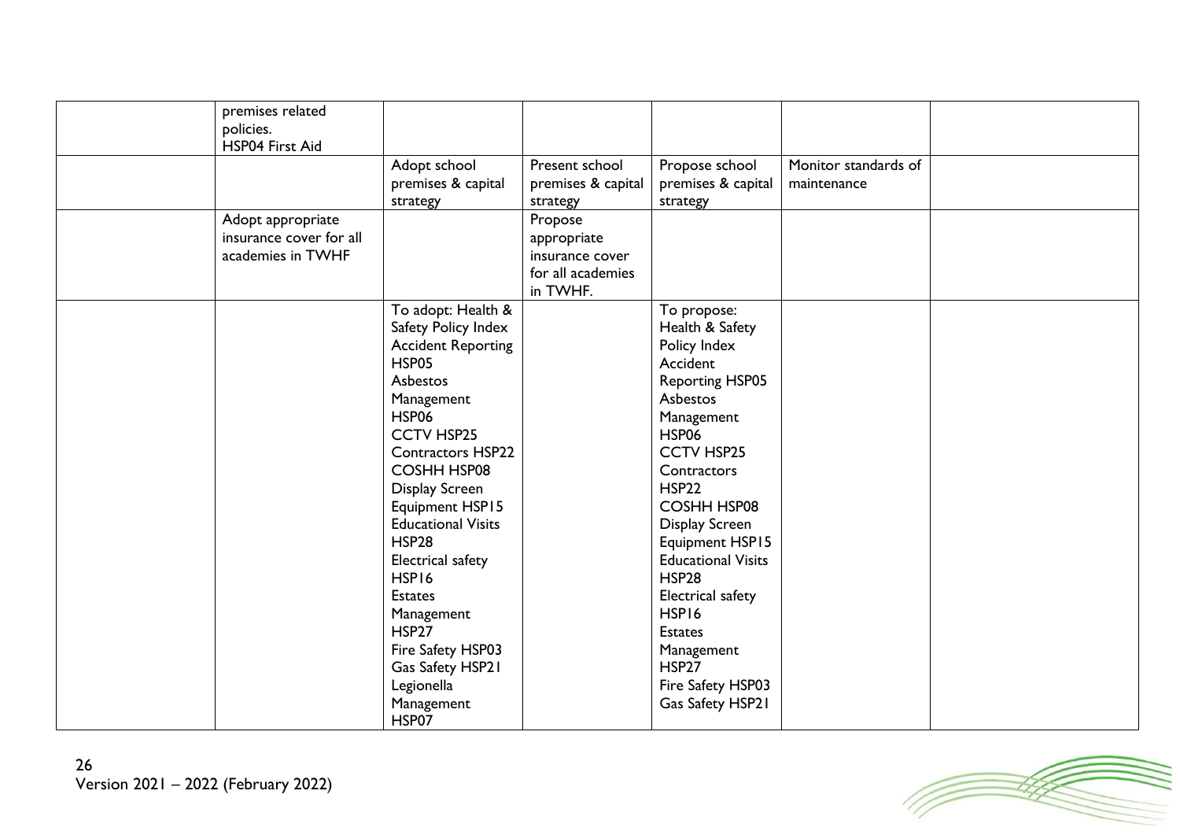|  |  |  |  |  |  |  |
|---|---|---|---|---|---|---|
|  | premises related policies. HSP04 First Aid |  |  |  |  |  |
|  |  | Adopt school premises & capital strategy | Present school premises & capital strategy | Propose school premises & capital strategy | Monitor standards of maintenance |  |
|  | Adopt appropriate insurance cover for all academies in TWHF |  | Propose appropriate insurance cover for all academies in TWHF. |  |  |  |
|  |  | To adopt: Health & Safety Policy Index<br>Accident Reporting HSP05<br>Asbestos Management HSP06<br>CCTV HSP25<br>Contractors HSP22<br>COSHH HSP08<br>Display Screen Equipment HSP15<br>Educational Visits HSP28<br>Electrical safety HSP16<br>Estates Management HSP27<br>Fire Safety HSP03<br>Gas Safety HSP21<br>Legionella Management HSP07 |  | To propose: Health & Safety Policy Index<br>Accident Reporting HSP05<br>Asbestos Management HSP06<br>CCTV HSP25<br>Contractors HSP22<br>COSHH HSP08<br>Display Screen Equipment HSP15<br>Educational Visits HSP28<br>Electrical safety HSP16<br>Estates Management HSP27<br>Fire Safety HSP03<br>Gas Safety HSP21 |  |  |

Version 2021 – 2022 (February 2022)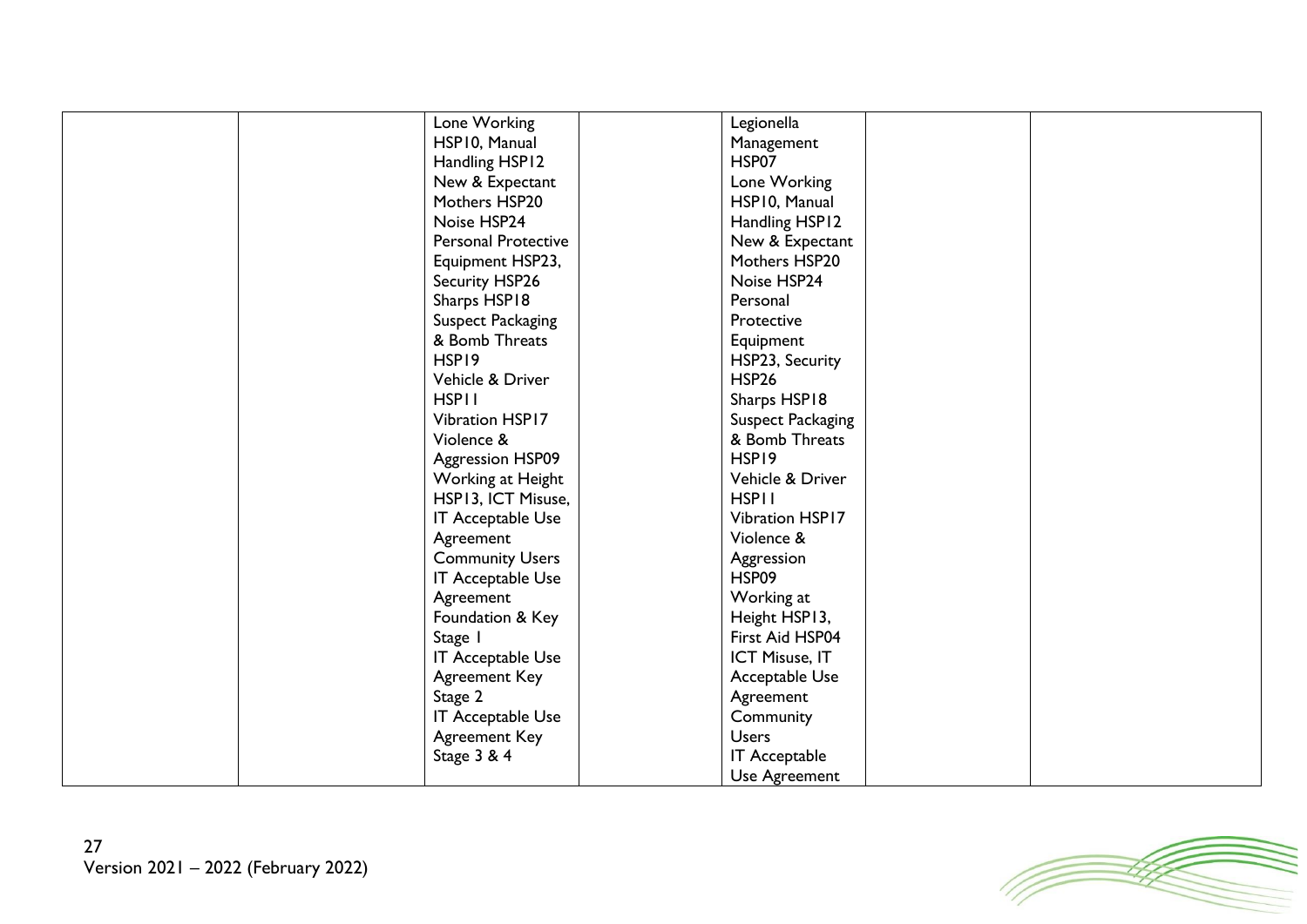| | | | | | | |
|---|---|---|---|---|---|---|
| | | Lone Working HSP10, Manual Handling HSP12 New & Expectant Mothers HSP20 Noise HSP24 Personal Protective Equipment HSP23, Security HSP26 Sharps HSP18 Suspect Packaging & Bomb Threats HSP19 Vehicle & Driver HSP11 Vibration HSP17 Violence & Aggression HSP09 Working at Height HSP13, ICT Misuse, IT Acceptable Use Agreement Community Users IT Acceptable Use Agreement Foundation & Key Stage 1 IT Acceptable Use Agreement Key Stage 2 IT Acceptable Use Agreement Key Stage 3 & 4 | | Legionella Management HSP07 Lone Working HSP10, Manual Handling HSP12 New & Expectant Mothers HSP20 Noise HSP24 Personal Protective Equipment HSP23, Security HSP26 Sharps HSP18 Suspect Packaging & Bomb Threats HSP19 Vehicle & Driver HSP11 Vibration HSP17 Violence & Aggression HSP09 Working at Height HSP13, First Aid HSP04 ICT Misuse, IT Acceptable Use Agreement Community Users IT Acceptable Use Agreement | | |

Version 2021 – 2022 (February 2022)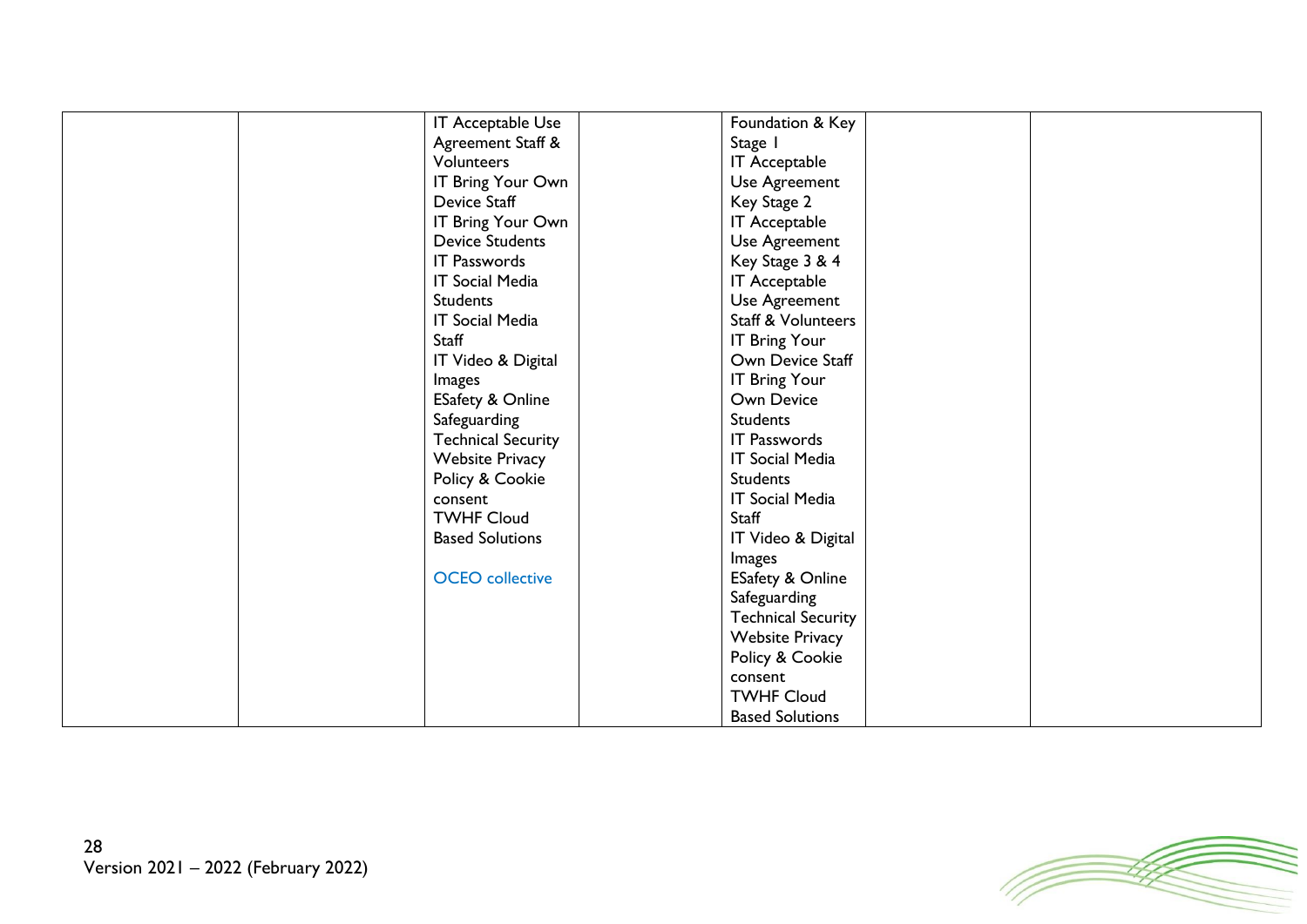|  |  | IT Acceptable Use Agreement Staff & Volunteers<br>IT Bring Your Own Device Staff<br>IT Bring Your Own Device Students<br>IT Passwords<br>IT Social Media Students<br>IT Social Media Staff<br>IT Video & Digital Images<br>ESafety & Online Safeguarding<br>Technical Security<br>Website Privacy Policy & Cookie consent<br>TWHF Cloud Based Solutions<br><br>OCEO collective |  | Foundation & Key Stage 1 IT Acceptable Use Agreement<br>Key Stage 2 IT Acceptable Use Agreement<br>Key Stage 3 & 4 IT Acceptable Use Agreement<br>Staff & Volunteers<br>IT Bring Your Own Device Staff<br>IT Bring Your Own Device Students<br>IT Passwords<br>IT Social Media Students<br>IT Social Media Staff<br>IT Video & Digital Images<br>ESafety & Online Safeguarding<br>Technical Security<br>Website Privacy Policy & Cookie consent<br>TWHF Cloud Based Solutions |  |  |
|---|---|---|---|---|---|---|

Version 2021 – 2022 (February 2022)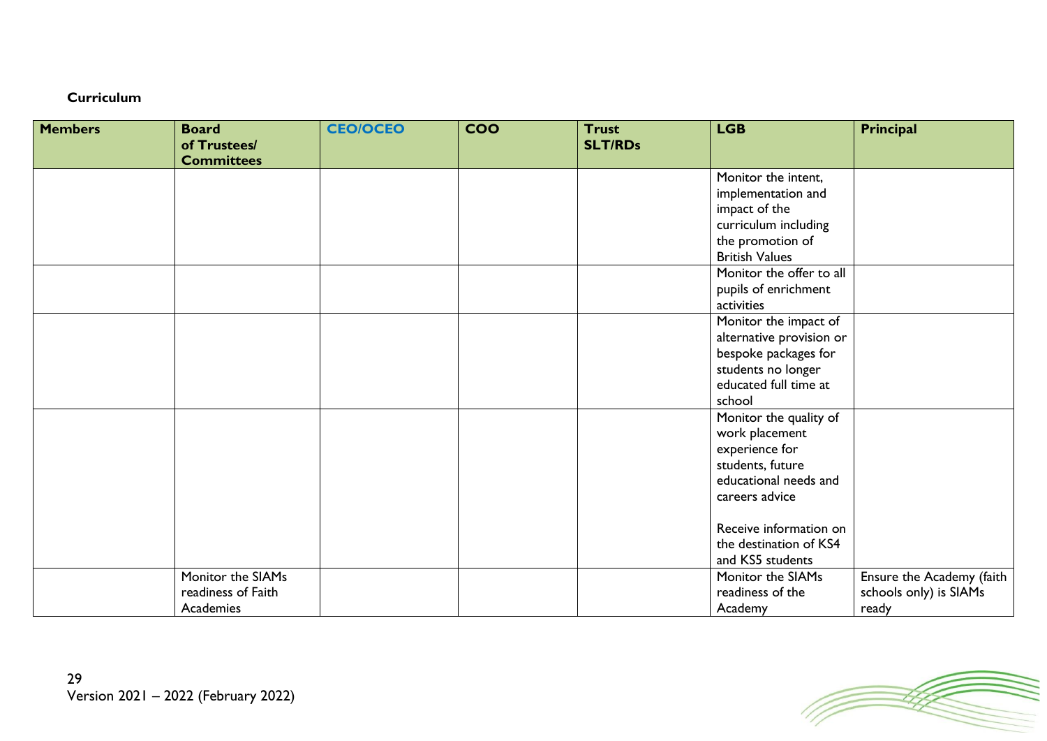**Curriculum**

| Members | Board of Trustees/ Committees | CEO/OCEO | COO | Trust SLT/RDs | LGB | Principal |
|---|---|---|---|---|---|---|
| | | | | | Monitor the intent, implementation and impact of the curriculum including the promotion of British Values | |
| | | | | | Monitor the offer to all pupils of enrichment activities | |
| | | | | | Monitor the impact of alternative provision or bespoke packages for students no longer educated full time at school | |
| | | | | | Monitor the quality of work placement experience for students, future educational needs and careers advice<br><br>Receive information on the destination of KS4 and KS5 students | |
| | Monitor the SIAMs readiness of Faith Academies | | | | Monitor the SIAMs readiness of the Academy | Ensure the Academy (faith schools only) is SIAMs ready |

Version 2021 – 2022 (February 2022)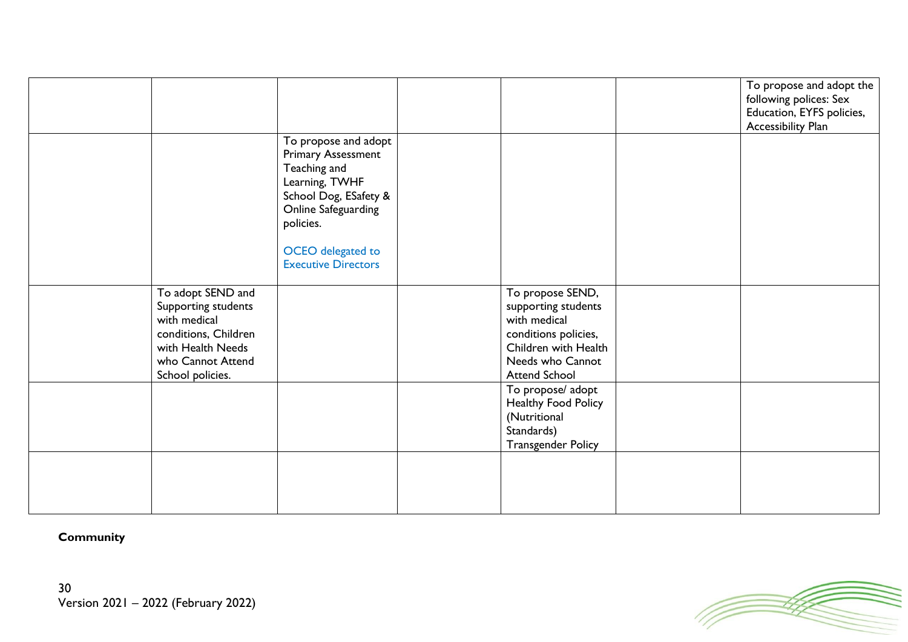| | | | | | | |
|---|---|---|---|---|---|---|
| | | | | | | To propose and adopt the following polices: Sex Education, EYFS policies, Accessibility Plan |
| | | To propose and adopt Primary Assessment Teaching and Learning, TWHF School Dog, ESafety & Online Safeguarding policies.<br><br>OCEO delegated to Executive Directors | | | | |
| | To adopt SEND and Supporting students with medical conditions, Children with Health Needs who Cannot Attend School policies. | | | To propose SEND, supporting students with medical conditions policies, Children with Health Needs who Cannot Attend School | | |
| | | | | To propose/ adopt Healthy Food Policy (Nutritional Standards) Transgender Policy | | |
| | | | | | | |

**Community**

Version 2021 – 2022 (February 2022)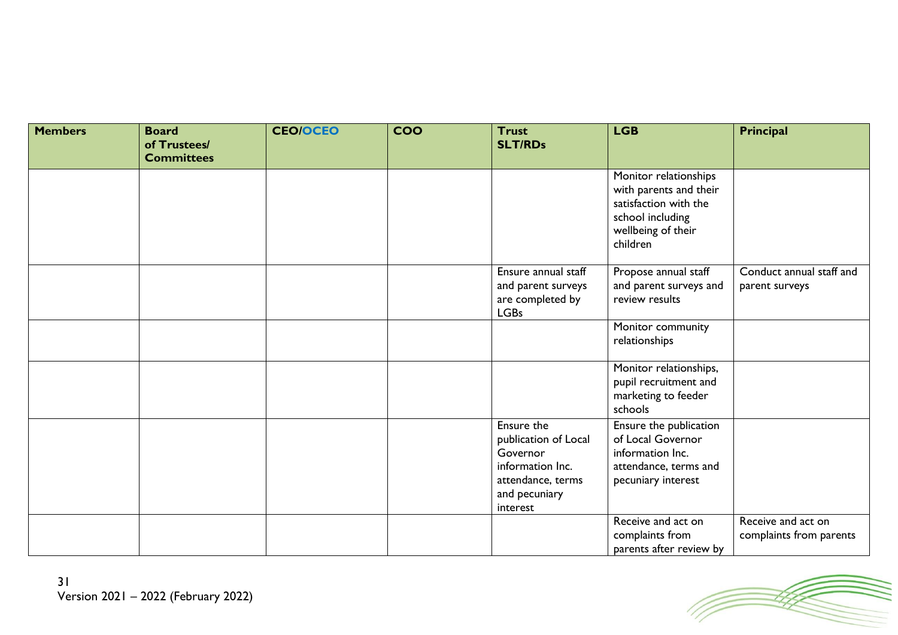| Members | Board of Trustees/ Committees | CEO/OCEO | COO | Trust SLT/RDs | LGB | Principal |
|---|---|---|---|---|---|---|
| | | | | | Monitor relationships with parents and their satisfaction with the school including wellbeing of their children | |
| | | | | Ensure annual staff and parent surveys are completed by LGBs | Propose annual staff and parent surveys and review results | Conduct annual staff and parent surveys |
| | | | | | Monitor community relationships | |
| | | | | | Monitor relationships, pupil recruitment and marketing to feeder schools | |
| | | | | Ensure the publication of Local Governor information Inc. attendance, terms and pecuniary interest | Ensure the publication of Local Governor information Inc. attendance, terms and pecuniary interest | |
| | | | | | Receive and act on complaints from parents after review by | Receive and act on complaints from parents |

Version 2021 – 2022 (February 2022)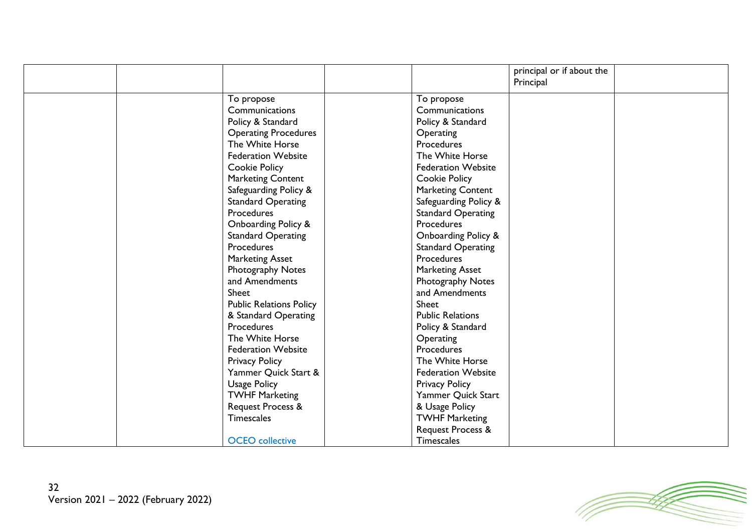| | | | | | | |
|---|---|---|---|---|---|---|
| | | | | | principal or if about the Principal | |
| | | To propose Communications Policy & Standard Operating Procedures The White Horse Federation Website Cookie Policy Marketing Content Safeguarding Policy & Standard Operating Procedures Onboarding Policy & Standard Operating Procedures Marketing Asset Photography Notes and Amendments Sheet Public Relations Policy & Standard Operating Procedures The White Horse Federation Website Privacy Policy Yammer Quick Start & Usage Policy TWHF Marketing Request Process & Timescales<br><br>OCEO collective | | To propose Communications Policy & Standard Operating Procedures The White Horse Federation Website Cookie Policy Marketing Content Safeguarding Policy & Standard Operating Procedures Onboarding Policy & Standard Operating Procedures Marketing Asset Photography Notes and Amendments Sheet Public Relations Policy & Standard Operating Procedures The White Horse Federation Website Privacy Policy Yammer Quick Start & Usage Policy TWHF Marketing Request Process & Timescales | | |

Version 2021 – 2022 (February 2022)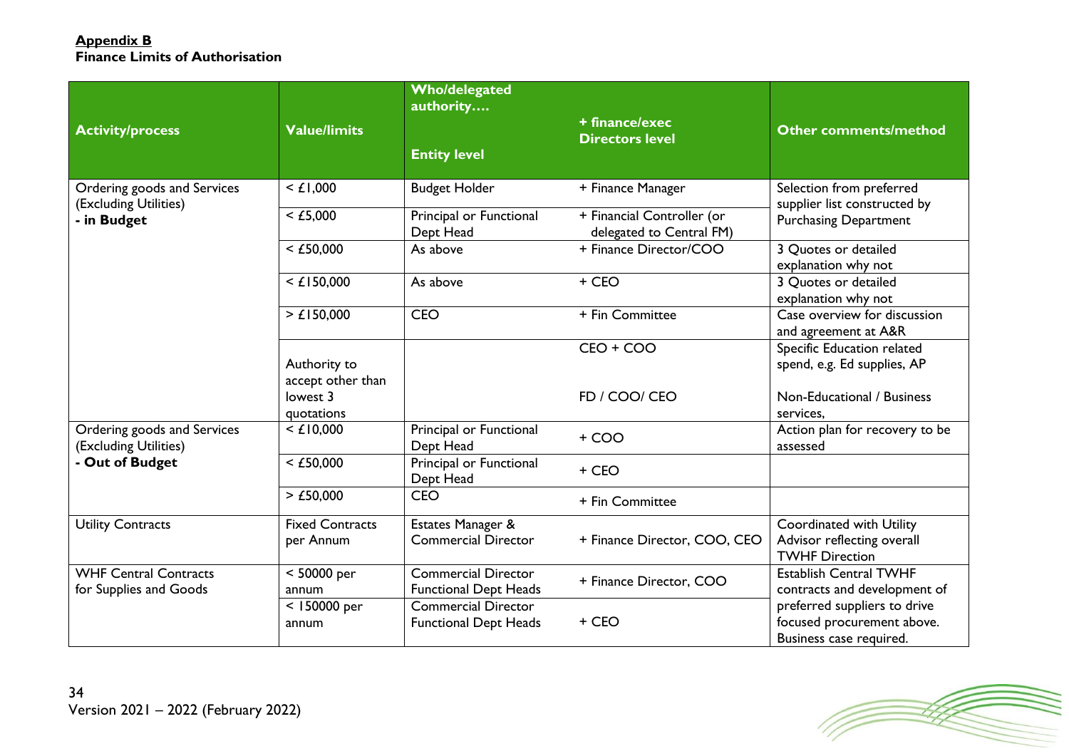**Appendix B**
**Finance Limits of Authorisation**

| Activity/process | Value/limits | Who/delegated authority…. Entity level | + finance/exec Directors level | Other comments/method |
|---|---|---|---|---|
| Ordering goods and Services (Excluding Utilities) **- in Budget** | < £1,000 | Budget Holder | + Finance Manager | Selection from preferred supplier list constructed by Purchasing Department |
| | < £5,000 | Principal or Functional Dept Head | + Financial Controller (or delegated to Central FM) | |
| | < £50,000 | As above | + Finance Director/COO | 3 Quotes or detailed explanation why not |
| | < £150,000 | As above | + CEO | 3 Quotes or detailed explanation why not |
| | > £150,000 | CEO | + Fin Committee | Case overview for discussion and agreement at A&R |
| | Authority to accept other than lowest 3 quotations | | CEO + COO | Specific Education related spend, e.g. Ed supplies, AP |
| | | | FD / COO/ CEO | Non-Educational / Business services, |
| Ordering goods and Services (Excluding Utilities) **- Out of Budget** | < £10,000 | Principal or Functional Dept Head | + COO | Action plan for recovery to be assessed |
| | < £50,000 | Principal or Functional Dept Head | + CEO | |
| | > £50,000 | CEO | + Fin Committee | |
| Utility Contracts | Fixed Contracts per Annum | Estates Manager & Commercial Director | + Finance Director, COO, CEO | Coordinated with Utility Advisor reflecting overall TWHF Direction |
| WHF Central Contracts for Supplies and Goods | < 50000 per annum | Commercial Director Functional Dept Heads | + Finance Director, COO | Establish Central TWHF contracts and development of preferred suppliers to drive focused procurement above. Business case required. |
| | < 150000 per annum | Commercial Director Functional Dept Heads | + CEO | |

Version 2021 – 2022 (February 2022)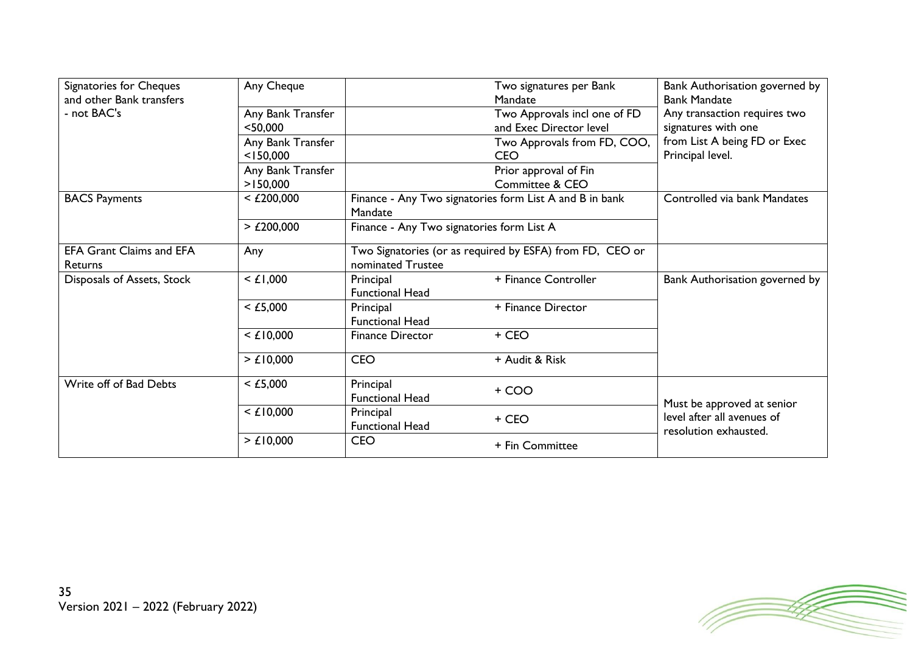| Signatories for Cheques and other Bank transfers - not BAC's | Any Cheque | | Two signatures per Bank Mandate | Bank Authorisation governed by Bank Mandate Any transaction requires two signatures with one from List A being FD or Exec Principal level. |
|---|---|---|---|---|
| | Any Bank Transfer <50,000 | | Two Approvals incl one of FD and Exec Director level | |
| | Any Bank Transfer <150,000 | | Two Approvals from FD, COO, CEO | |
| | Any Bank Transfer >150,000 | | Prior approval of Fin Committee & CEO | |
| BACS Payments | < £200,000 | Finance - Any Two signatories form List A and B in bank Mandate | | Controlled via bank Mandates |
| | > £200,000 | Finance - Any Two signatories form List A | | |
| EFA Grant Claims and EFA Returns | Any | Two Signatories (or as required by ESFA) from FD, CEO or nominated Trustee | | |
| Disposals of Assets, Stock | < £1,000 | Principal Functional Head | + Finance Controller | Bank Authorisation governed by |
| | < £5,000 | Principal Functional Head | + Finance Director | |
| | < £10,000 | Finance Director | + CEO | |
| | > £10,000 | CEO | + Audit & Risk | |
| Write off of Bad Debts | < £5,000 | Principal Functional Head | + COO | Must be approved at senior level after all avenues of resolution exhausted. |
| | < £10,000 | Principal Functional Head | + CEO | |
| | > £10,000 | CEO | + Fin Committee | |

Version 2021 – 2022 (February 2022)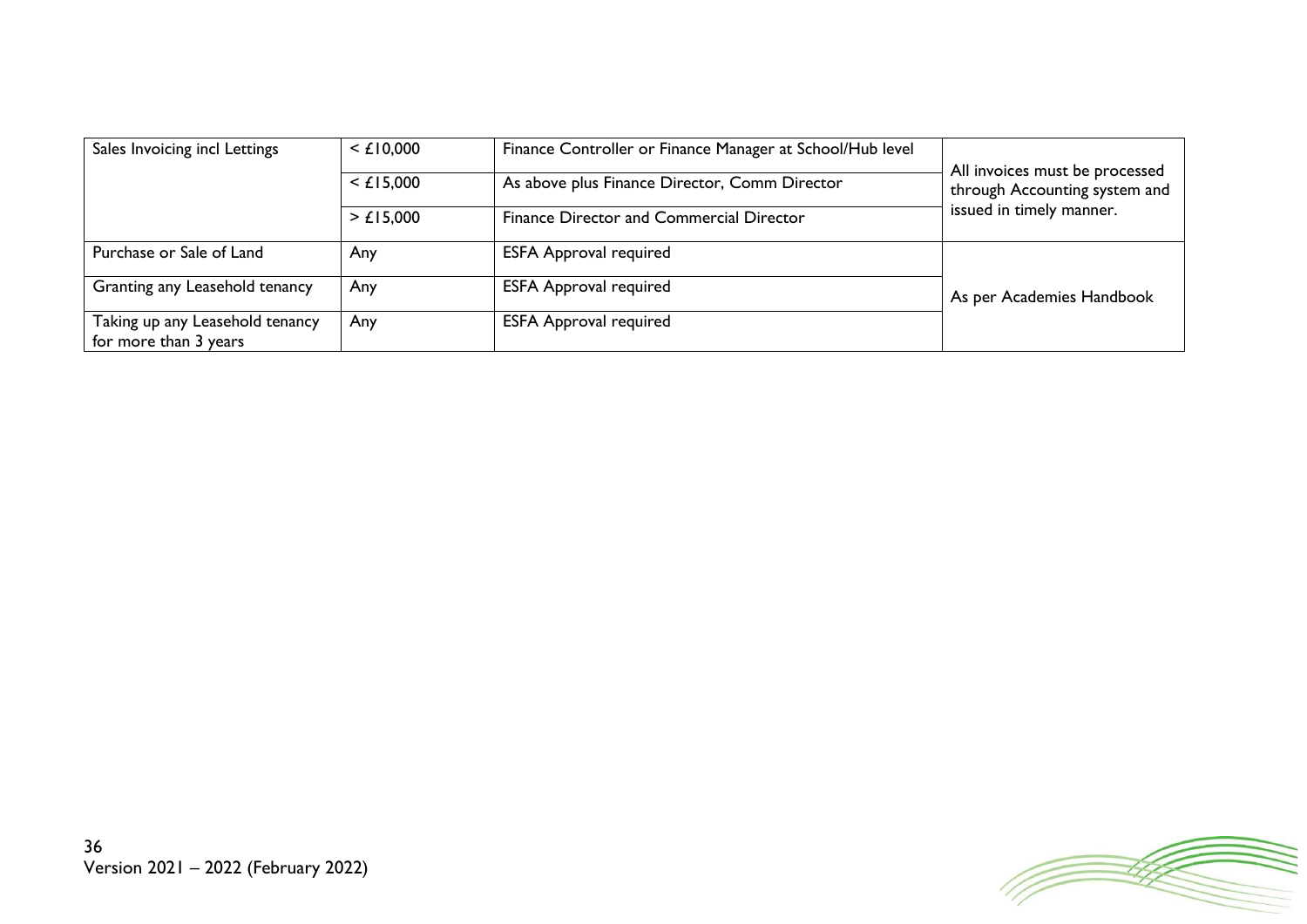| | | | |
|---|---|---|---|
| Sales Invoicing incl Lettings | < £10,000 | Finance Controller or Finance Manager at School/Hub level | All invoices must be processed through Accounting system and issued in timely manner. |
| | < £15,000 | As above plus Finance Director, Comm Director | |
| | > £15,000 | Finance Director and Commercial Director | |
| Purchase or Sale of Land | Any | ESFA Approval required | As per Academies Handbook |
| Granting any Leasehold tenancy | Any | ESFA Approval required | |
| Taking up any Leasehold tenancy for more than 3 years | Any | ESFA Approval required | |

Version 2021 – 2022 (February 2022)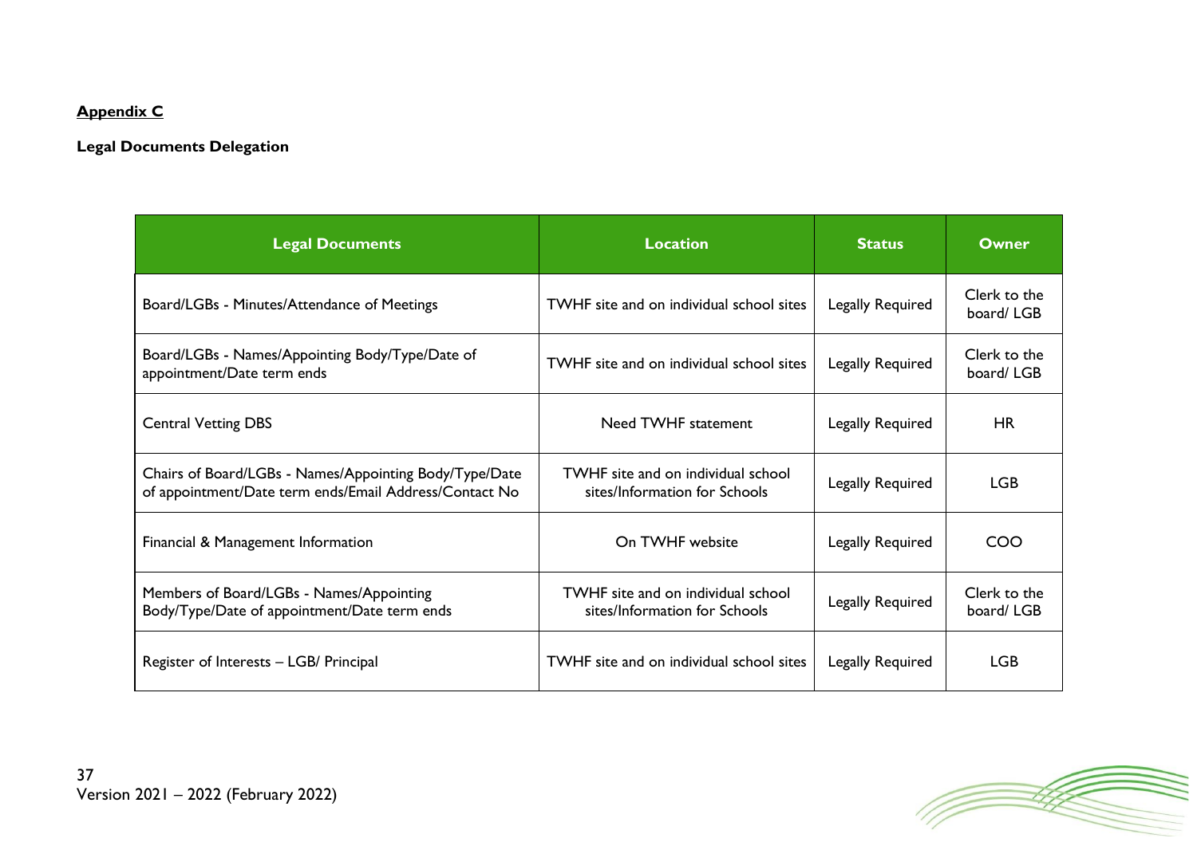**Appendix C**

**Legal Documents Delegation**

| Legal Documents | Location | Status | Owner |
|---|---|---|---|
| Board/LGBs - Minutes/Attendance of Meetings | TWHF site and on individual school sites | Legally Required | Clerk to the board/ LGB |
| Board/LGBs - Names/Appointing Body/Type/Date of appointment/Date term ends | TWHF site and on individual school sites | Legally Required | Clerk to the board/ LGB |
| Central Vetting DBS | Need TWHF statement | Legally Required | HR |
| Chairs of Board/LGBs - Names/Appointing Body/Type/Date of appointment/Date term ends/Email Address/Contact No | TWHF site and on individual school sites/Information for Schools | Legally Required | LGB |
| Financial & Management Information | On TWHF website | Legally Required | COO |
| Members of Board/LGBs - Names/Appointing Body/Type/Date of appointment/Date term ends | TWHF site and on individual school sites/Information for Schools | Legally Required | Clerk to the board/ LGB |
| Register of Interests – LGB/ Principal | TWHF site and on individual school sites | Legally Required | LGB |

Version 2021 – 2022 (February 2022)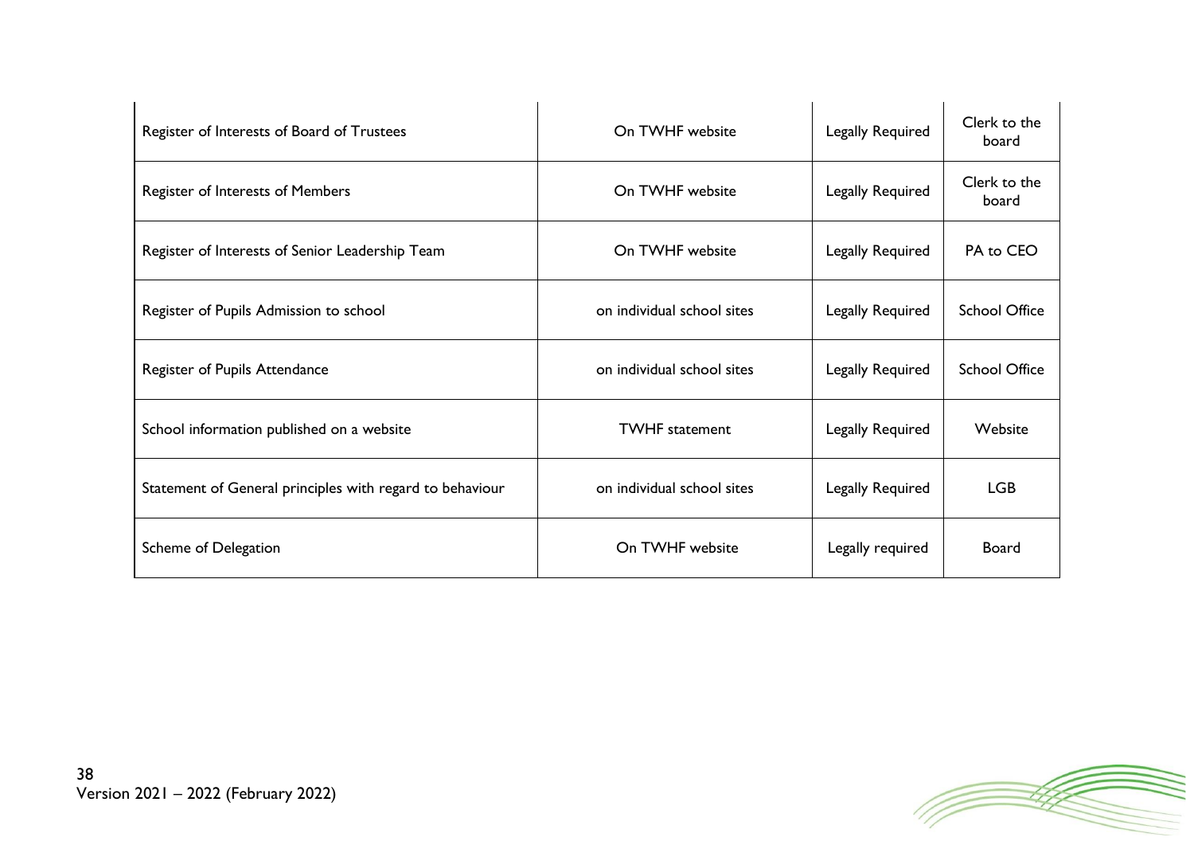| | | | |
|---|---|---|---|
| Register of Interests of Board of Trustees | On TWHF website | Legally Required | Clerk to the board |
| Register of Interests of Members | On TWHF website | Legally Required | Clerk to the board |
| Register of Interests of Senior Leadership Team | On TWHF website | Legally Required | PA to CEO |
| Register of Pupils Admission to school | on individual school sites | Legally Required | School Office |
| Register of Pupils Attendance | on individual school sites | Legally Required | School Office |
| School information published on a website | TWHF statement | Legally Required | Website |
| Statement of General principles with regard to behaviour | on individual school sites | Legally Required | LGB |
| Scheme of Delegation | On TWHF website | Legally required | Board |